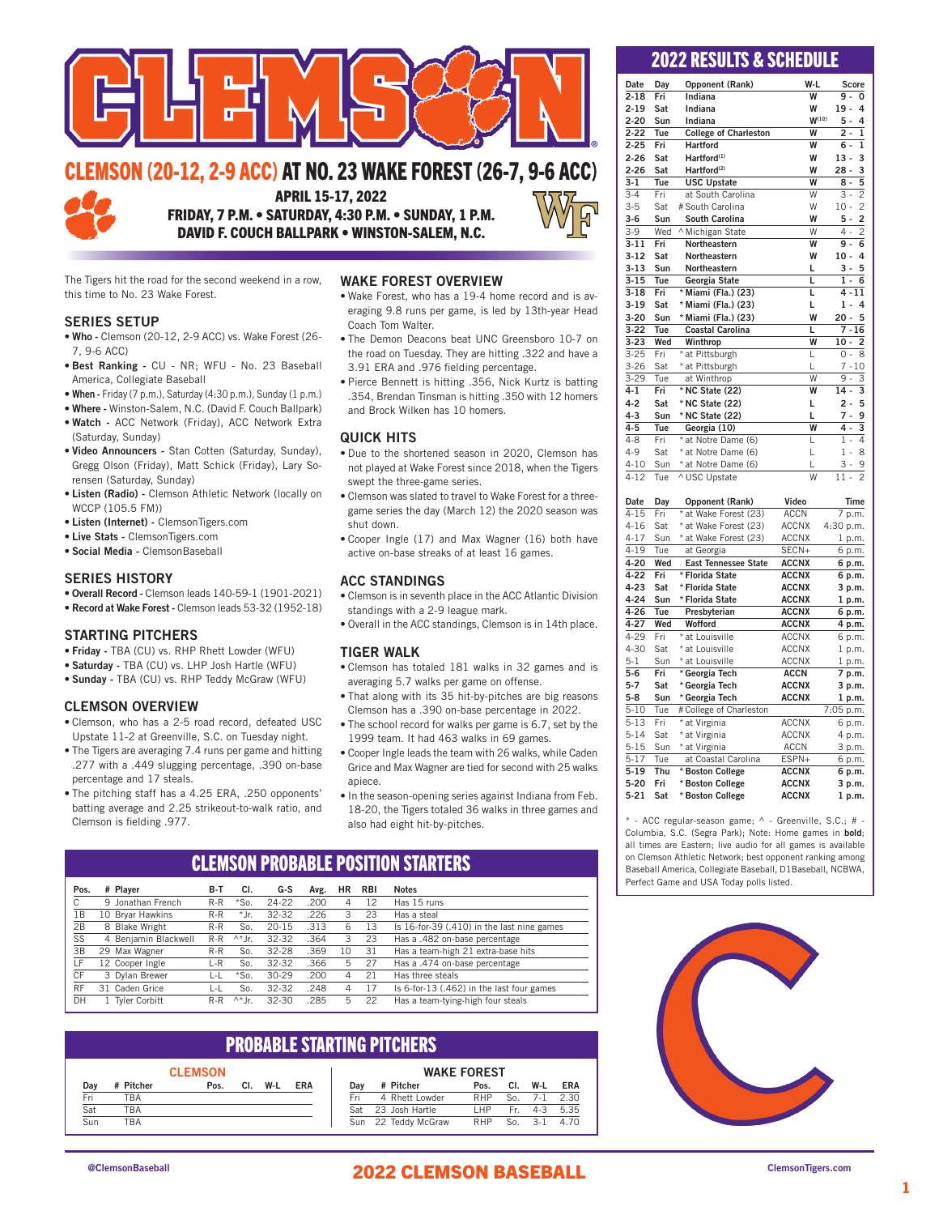# CLEMSON (20-12, 2-9 ACC) AT NO. 23 WAKE FOREST (26-7, 9-6 ACC)

**APRIL 15-17, 2022**
**FRIDAY, 7 P.M. • SATURDAY, 4:30 P.M. • SUNDAY, 1 P.M.**
**DAVID F. COUCH BALLPARK • WINSTON-SALEM, N.C.**

The Tigers hit the road for the second weekend in a row, this time to No. 23 Wake Forest.

## SERIES SETUP

- **Who** - Clemson (20-12, 2-9 ACC) vs. Wake Forest (26-7, 9-6 ACC)
- **Best Ranking** - CU - NR; WFU - No. 23 Baseball America, Collegiate Baseball
- **When** - Friday (7 p.m.), Saturday (4:30 p.m.), Sunday (1 p.m.)
- **Where** - Winston-Salem, N.C. (David F. Couch Ballpark)
- **Watch** - ACC Network (Friday), ACC Network Extra (Saturday, Sunday)
- **Video Announcers** - Stan Cotten (Saturday, Sunday), Gregg Olson (Friday), Matt Schick (Friday), Lary Sorensen (Saturday, Sunday)
- **Listen (Radio)** - Clemson Athletic Network (locally on WCCP (105.5 FM))
- **Listen (Internet)** - ClemsonTigers.com
- **Live Stats** - ClemsonTigers.com
- **Social Media** - ClemsonBaseball

## SERIES HISTORY

- **Overall Record** - Clemson leads 140-59-1 (1901-2021)
- **Record at Wake Forest** - Clemson leads 53-32 (1952-18)

## STARTING PITCHERS

- **Friday** - TBA (CU) vs. RHP Rhett Lowder (WFU)
- **Saturday** - TBA (CU) vs. LHP Josh Hartle (WFU)
- **Sunday** - TBA (CU) vs. RHP Teddy McGraw (WFU)

## CLEMSON OVERVIEW

- Clemson, who has a 2-5 road record, defeated USC Upstate 11-2 at Greenville, S.C. on Tuesday night.
- The Tigers are averaging 7.4 runs per game and hitting .277 with a .449 slugging percentage, .390 on-base percentage and 17 steals.
- The pitching staff has a 4.25 ERA, .250 opponents' batting average and 2.25 strikeout-to-walk ratio, and Clemson is fielding .977.

## WAKE FOREST OVERVIEW

- Wake Forest, who has a 19-4 home record and is averaging 9.8 runs per game, is led by 13th-year Head Coach Tom Walter.
- The Demon Deacons beat UNC Greensboro 10-7 on the road on Tuesday. They are hitting .322 and have a 3.91 ERA and .976 fielding percentage.
- Pierce Bennett is hitting .356, Nick Kurtz is batting .354, Brendan Tinsman is hitting .350 with 12 homers and Brock Wilken has 10 homers.

## QUICK HITS

- Due to the shortened season in 2020, Clemson has not played at Wake Forest since 2018, when the Tigers swept the three-game series.
- Clemson was slated to travel to Wake Forest for a three-game series the day (March 12) the 2020 season was shut down.
- Cooper Ingle (17) and Max Wagner (16) both have active on-base streaks of at least 16 games.

## ACC STANDINGS

- Clemson is in seventh place in the ACC Atlantic Division standings with a 2-9 league mark.
- Overall in the ACC standings, Clemson is in 14th place.

## TIGER WALK

- Clemson has totaled 181 walks in 32 games and is averaging 5.7 walks per game on offense.
- That along with its 35 hit-by-pitches are big reasons Clemson has a .390 on-base percentage in 2022.
- The school record for walks per game is 6.7, set by the 1999 team. It had 463 walks in 69 games.
- Cooper Ingle leads the team with 26 walks, while Caden Grice and Max Wagner are tied for second with 25 walks apiece.
- In the season-opening series against Indiana from Feb. 18-20, the Tigers totaled 36 walks in three games and also had eight hit-by-pitches.

## CLEMSON PROBABLE POSITION STARTERS

| Pos. | # | Player | B-T | Cl. | G-S | Avg. | HR | RBI | Notes |
|---|---|---|---|---|---|---|---|---|---|
| C | 9 | Jonathan French | R-R | *So. | 24-22 | .200 | 4 | 12 | Has 15 runs |
| 1B | 10 | Bryar Hawkins | R-R | *Jr. | 32-32 | .226 | 3 | 23 | Has a steal |
| 2B | 8 | Blake Wright | R-R | So. | 20-15 | .313 | 6 | 13 | Is 16-for-39 (.410) in the last nine games |
| SS | 4 | Benjamin Blackwell | R-R | ^*Jr. | 32-32 | .364 | 3 | 23 | Has a .482 on-base percentage |
| 3B | 29 | Max Wagner | R-R | So. | 32-28 | .369 | 10 | 31 | Has a team-high 21 extra-base hits |
| LF | 12 | Cooper Ingle | L-R | So. | 32-32 | .366 | 5 | 27 | Has a .474 on-base percentage |
| CF | 3 | Dylan Brewer | L-L | *So. | 30-29 | .200 | 4 | 21 | Has three steals |
| RF | 31 | Caden Grice | L-L | So. | 32-32 | .248 | 4 | 17 | Is 6-for-13 (.462) in the last four games |
| DH | 1 | Tyler Corbitt | R-R | ^*Jr. | 32-30 | .285 | 5 | 22 | Has a team-tying-high four steals |

## PROBABLE STARTING PITCHERS

**CLEMSON**

| Day | # | Pitcher | Pos. | Cl. | W-L | ERA |
|---|---|---|---|---|---|---|
| Fri | | TBA | | | | |
| Sat | | TBA | | | | |
| Sun | | TBA | | | | |

**WAKE FOREST**

| Day | # | Pitcher | Pos. | Cl. | W-L | ERA |
|---|---|---|---|---|---|---|
| Fri | 4 | Rhett Lowder | RHP | So. | 7-1 | 2.30 |
| Sat | 23 | Josh Hartle | LHP | Fr. | 4-3 | 5.35 |
| Sun | 22 | Teddy McGraw | RHP | So. | 3-1 | 4.70 |

## 2022 RESULTS & SCHEDULE

| Date | Day | Opponent (Rank) | W-L | Score |
|---|---|---|---|---|
| **2-18** | **Fri** | **Indiana** | **W** | **9 - 0** |
| **2-19** | **Sat** | **Indiana** | **W** | **19 - 4** |
| **2-20** | **Sun** | **Indiana** | **W(10)** | **5 - 4** |
| **2-22** | **Tue** | **College of Charleston** | **W** | **2 - 1** |
| **2-25** | **Fri** | **Hartford** | **W** | **6 - 1** |
| **2-26** | **Sat** | **Hartford(1)** | **W** | **13 - 3** |
| **2-26** | **Sat** | **Hartford(2)** | **W** | **28 - 3** |
| **3-1** | **Tue** | **USC Upstate** | **W** | **8 - 5** |
| 3-4 | Fri | at South Carolina | W | 3 - 2 |
| 3-5 | Sat | # South Carolina | W | 10 - 2 |
| **3-6** | **Sun** | **South Carolina** | **W** | **5 - 2** |
| 3-9 | Wed | ^ Michigan State | W | 4 - 2 |
| **3-11** | **Fri** | **Northeastern** | **W** | **9 - 6** |
| **3-12** | **Sat** | **Northeastern** | **W** | **10 - 4** |
| **3-13** | **Sun** | **Northeastern** | **L** | **3 - 5** |
| **3-15** | **Tue** | **Georgia State** | **L** | **1 - 6** |
| **3-18** | **Fri** | ***Miami (Fla.) (23)** | **L** | **4 - 11** |
| **3-19** | **Sat** | ***Miami (Fla.) (23)** | **L** | **1 - 4** |
| **3-20** | **Sun** | ***Miami (Fla.) (23)** | **W** | **20 - 5** |
| **3-22** | **Tue** | **Coastal Carolina** | **L** | **7 - 16** |
| **3-23** | **Wed** | **Winthrop** | **W** | **10 - 2** |
| 3-25 | Fri | * at Pittsburgh | L | 0 - 8 |
| 3-26 | Sat | * at Pittsburgh | L | 7 - 10 |
| 3-29 | Tue | at Winthrop | W | 9 - 3 |
| **4-1** | **Fri** | ***NC State (22)** | **W** | **14 - 3** |
| **4-2** | **Sat** | ***NC State (22)** | **L** | **2 - 5** |
| **4-3** | **Sun** | ***NC State (22)** | **L** | **7 - 9** |
| **4-5** | **Tue** | **Georgia (10)** | **W** | **4 - 3** |
| 4-8 | Fri | * at Notre Dame (6) | L | 1 - 4 |
| 4-9 | Sat | * at Notre Dame (6) | L | 1 - 8 |
| 4-10 | Sun | * at Notre Dame (6) | L | 3 - 9 |
| 4-12 | Tue | ^ USC Upstate | W | 11 - 2 |

| Date | Day | Opponent (Rank) | Video | Time |
|---|---|---|---|---|
| 4-15 | Fri | * at Wake Forest (23) | ACCN | 7 p.m. |
| 4-16 | Sat | * at Wake Forest (23) | ACCNX | 4:30 p.m. |
| 4-17 | Sun | * at Wake Forest (23) | ACCNX | 1 p.m. |
| 4-19 | Tue | at Georgia | SECN+ | 6 p.m. |
| **4-20** | **Wed** | **East Tennessee State** | **ACCNX** | **6 p.m.** |
| **4-22** | **Fri** | ***Florida State** | **ACCNX** | **6 p.m.** |
| **4-23** | **Sat** | ***Florida State** | **ACCNX** | **3 p.m.** |
| **4-24** | **Sun** | ***Florida State** | **ACCNX** | **1 p.m.** |
| **4-26** | **Tue** | **Presbyterian** | **ACCNX** | **6 p.m.** |
| **4-27** | **Wed** | **Wofford** | **ACCNX** | **4 p.m.** |
| 4-29 | Fri | * at Louisville | ACCNX | 6 p.m. |
| 4-30 | Sat | * at Louisville | ACCNX | 1 p.m. |
| 5-1 | Sun | * at Louisville | ACCNX | 1 p.m. |
| **5-6** | **Fri** | ***Georgia Tech** | **ACCN** | **7 p.m.** |
| **5-7** | **Sat** | ***Georgia Tech** | **ACCNX** | **3 p.m.** |
| **5-8** | **Sun** | ***Georgia Tech** | **ACCNX** | **1 p.m.** |
| 5-10 | Tue | # College of Charleston | | 7:05 p.m. |
| 5-13 | Fri | * at Virginia | ACCNX | 6 p.m. |
| 5-14 | Sat | * at Virginia | ACCNX | 4 p.m. |
| 5-15 | Sun | * at Virginia | ACCN | 3 p.m. |
| 5-17 | Tue | at Coastal Carolina | ESPN+ | 6 p.m. |
| **5-19** | **Thu** | ***Boston College** | **ACCNX** | **6 p.m.** |
| **5-20** | **Fri** | ***Boston College** | **ACCNX** | **3 p.m.** |
| **5-21** | **Sat** | ***Boston College** | **ACCNX** | **1 p.m.** |

* - ACC regular-season game; ^ - Greenville, S.C.; # - Columbia, S.C. (Segra Park); Note: Home games in **bold**; all times are Eastern; live audio for all games is available on Clemson Athletic Network; best opponent ranking among Baseball America, Collegiate Baseball, D1Baseball, NCBWA, Perfect Game and USA Today polls listed.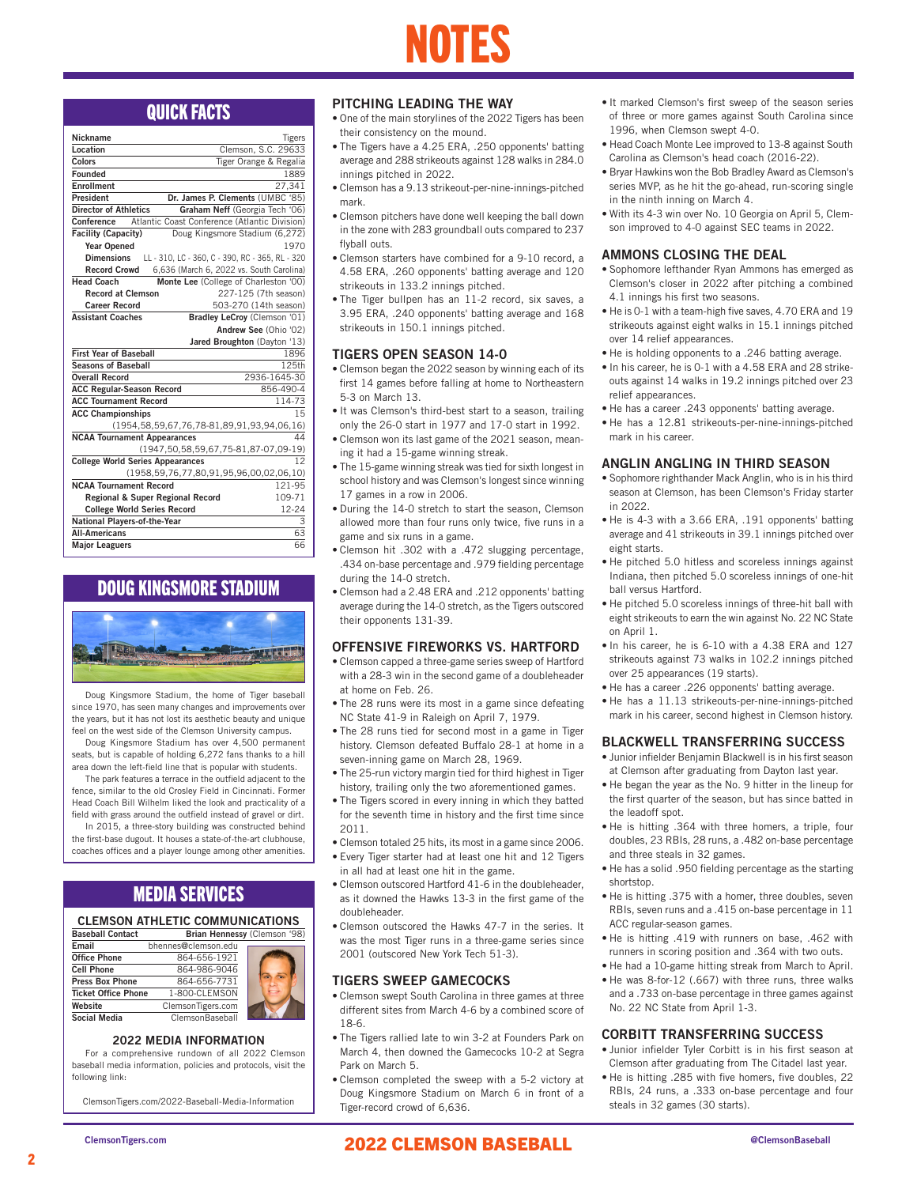# NOTES

## QUICK FACTS

| | |
|---|---|
| **Nickname** | Tigers |
| **Location** | Clemson, S.C. 29633 |
| **Colors** | Tiger Orange & Regalia |
| **Founded** | 1889 |
| **Enrollment** | 27,341 |
| **President** | **Dr. James P. Clements** (UMBC '85) |
| **Director of Athletics** | **Graham Neff** (Georgia Tech '06) |
| **Conference** | Atlantic Coast Conference (Atlantic Division) |
| **Facility (Capacity)** | Doug Kingsmore Stadium (6,272) |
| **Year Opened** | 1970 |
| **Dimensions** | LL - 310, LC - 360, C - 390, RC - 365, RL - 320 |
| **Record Crowd** | 6,636 (March 6, 2022 vs. South Carolina) |
| **Head Coach** | **Monte Lee** (College of Charleston '00) |
| **Record at Clemson** | 227-125 (7th season) |
| **Career Record** | 503-270 (14th season) |
| **Assistant Coaches** | **Bradley LeCroy** (Clemson '01) |
| | **Andrew See** (Ohio '02) |
| | **Jared Broughton** (Dayton '13) |
| **First Year of Baseball** | 1896 |
| **Seasons of Baseball** | 125th |
| **Overall Record** | 2936-1645-30 |
| **ACC Regular-Season Record** | 856-490-4 |
| **ACC Tournament Record** | 114-73 |
| **ACC Championships** | 15 |
| | (1954,58,59,67,76,78-81,89,91,93,94,06,16) |
| **NCAA Tournament Appearances** | 44 |
| | (1947,50,58,59,67,75-81,87-07,09-19) |
| **College World Series Appearances** | 12 |
| | (1958,59,76,77,80,91,95,96,00,02,06,10) |
| **NCAA Tournament Record** | 121-95 |
| **Regional & Super Regional Record** | 109-71 |
| **College World Series Record** | 12-24 |
| **National Players-of-the-Year** | 3 |
| **All-Americans** | 63 |
| **Major Leaguers** | 66 |

## DOUG KINGSMORE STADIUM

Doug Kingsmore Stadium, the home of Tiger baseball since 1970, has seen many changes and improvements over the years, but it has not lost its aesthetic beauty and unique feel on the west side of the Clemson University campus.

Doug Kingsmore Stadium has over 4,500 permanent seats, but is capable of holding 6,272 fans thanks to a hill area down the left-field line that is popular with students.

The park features a terrace in the outfield adjacent to the fence, similar to the old Crosley Field in Cincinnati. Former Head Coach Bill Wilhelm liked the look and practicality of a field with grass around the outfield instead of gravel or dirt.

In 2015, a three-story building was constructed behind the first-base dugout. It houses a state-of-the-art clubhouse, coaches offices and a player lounge among other amenities.

## MEDIA SERVICES

### CLEMSON ATHLETIC COMMUNICATIONS

| | |
|---|---|
| **Baseball Contact** | **Brian Hennessy** (Clemson '98) |
| **Email** | bhennes@clemson.edu |
| **Office Phone** | 864-656-1921 |
| **Cell Phone** | 864-986-9046 |
| **Press Box Phone** | 864-656-7731 |
| **Ticket Office Phone** | 1-800-CLEMSON |
| **Website** | ClemsonTigers.com |
| **Social Media** | ClemsonBaseball |

### 2022 MEDIA INFORMATION

For a comprehensive rundown of all 2022 Clemson baseball media information, policies and protocols, visit the following link:

ClemsonTigers.com/2022-Baseball-Media-Information

### PITCHING LEADING THE WAY

- One of the main storylines of the 2022 Tigers has been their consistency on the mound.
- The Tigers have a 4.25 ERA, .250 opponents' batting average and 288 strikeouts against 128 walks in 284.0 innings pitched in 2022.
- Clemson has a 9.13 strikeout-per-nine-innings-pitched mark.
- Clemson pitchers have done well keeping the ball down in the zone with 283 groundball outs compared to 237 flyball outs.
- Clemson starters have combined for a 9-10 record, a 4.58 ERA, .260 opponents' batting average and 120 strikeouts in 133.2 innings pitched.
- The Tiger bullpen has an 11-2 record, six saves, a 3.95 ERA, .240 opponents' batting average and 168 strikeouts in 150.1 innings pitched.

### TIGERS OPEN SEASON 14-0

- Clemson began the 2022 season by winning each of its first 14 games before falling at home to Northeastern 5-3 on March 13.
- It was Clemson's third-best start to a season, trailing only the 26-0 start in 1977 and 17-0 start in 1992.
- Clemson won its last game of the 2021 season, meaning it had a 15-game winning streak.
- The 15-game winning streak was tied for sixth longest in school history and was Clemson's longest since winning 17 games in a row in 2006.
- During the 14-0 stretch to start the season, Clemson allowed more than four runs only twice, five runs in a game and six runs in a game.
- Clemson hit .302 with a .472 slugging percentage, .434 on-base percentage and .979 fielding percentage during the 14-0 stretch.
- Clemson had a 2.48 ERA and .212 opponents' batting average during the 14-0 stretch, as the Tigers outscored their opponents 131-39.

### OFFENSIVE FIREWORKS VS. HARTFORD

- Clemson capped a three-game series sweep of Hartford with a 28-3 win in the second game of a doubleheader at home on Feb. 26.
- The 28 runs were its most in a game since defeating NC State 41-9 in Raleigh on April 7, 1979.
- The 28 runs tied for second most in a game in Tiger history. Clemson defeated Buffalo 28-1 at home in a seven-inning game on March 28, 1969.
- The 25-run victory margin tied for third highest in Tiger history, trailing only the two aforementioned games.
- The Tigers scored in every inning in which they batted for the seventh time in history and the first time since 2011.
- Clemson totaled 25 hits, its most in a game since 2006.
- Every Tiger starter had at least one hit and 12 Tigers in all had at least one hit in the game.
- Clemson outscored Hartford 41-6 in the doubleheader, as it downed the Hawks 13-3 in the first game of the doubleheader.
- Clemson outscored the Hawks 47-7 in the series. It was the most Tiger runs in a three-game series since 2001 (outscored New York Tech 51-3).

### TIGERS SWEEP GAMECOCKS

- Clemson swept South Carolina in three games at three different sites from March 4-6 by a combined score of 18-6.
- The Tigers rallied late to win 3-2 at Founders Park on March 4, then downed the Gamecocks 10-2 at Segra Park on March 5.
- Clemson completed the sweep with a 5-2 victory at Doug Kingsmore Stadium on March 6 in front of a Tiger-record crowd of 6,636.
- It marked Clemson's first sweep of the season series of three or more games against South Carolina since 1996, when Clemson swept 4-0.
- Head Coach Monte Lee improved to 13-8 against South Carolina as Clemson's head coach (2016-22).
- Bryar Hawkins won the Bob Bradley Award as Clemson's series MVP, as he hit the go-ahead, run-scoring single in the ninth inning on March 4.
- With its 4-3 win over No. 10 Georgia on April 5, Clemson improved to 4-0 against SEC teams in 2022.

### AMMONS CLOSING THE DEAL

- Sophomore lefthander Ryan Ammons has emerged as Clemson's closer in 2022 after pitching a combined 4.1 innings his first two seasons.
- He is 0-1 with a team-high five saves, 4.70 ERA and 19 strikeouts against eight walks in 15.1 innings pitched over 14 relief appearances.
- He is holding opponents to a .246 batting average.
- In his career, he is 0-1 with a 4.58 ERA and 28 strikeouts against 14 walks in 19.2 innings pitched over 23 relief appearances.
- He has a career .243 opponents' batting average.
- He has a 12.81 strikeouts-per-nine-innings-pitched mark in his career.

### ANGLIN ANGLING IN THIRD SEASON

- Sophomore righthander Mack Anglin, who is in his third season at Clemson, has been Clemson's Friday starter in 2022.
- He is 4-3 with a 3.66 ERA, .191 opponents' batting average and 41 strikeouts in 39.1 innings pitched over eight starts.
- He pitched 5.0 hitless and scoreless innings against Indiana, then pitched 5.0 scoreless innings of one-hit ball versus Hartford.
- He pitched 5.0 scoreless innings of three-hit ball with eight strikeouts to earn the win against No. 22 NC State on April 1.
- In his career, he is 6-10 with a 4.38 ERA and 127 strikeouts against 73 walks in 102.2 innings pitched over 25 appearances (19 starts).
- He has a career .226 opponents' batting average.
- He has a 11.13 strikeouts-per-nine-innings-pitched mark in his career, second highest in Clemson history.

### BLACKWELL TRANSFERRING SUCCESS

- Junior infielder Benjamin Blackwell is in his first season at Clemson after graduating from Dayton last year.
- He began the year as the No. 9 hitter in the lineup for the first quarter of the season, but has since batted in the leadoff spot.
- He is hitting .364 with three homers, a triple, four doubles, 23 RBIs, 28 runs, a .482 on-base percentage and three steals in 32 games.
- He has a solid .950 fielding percentage as the starting shortstop.
- He is hitting .375 with a homer, three doubles, seven RBIs, seven runs and a .415 on-base percentage in 11 ACC regular-season games.
- He is hitting .419 with runners on base, .462 with runners in scoring position and .364 with two outs.
- He had a 10-game hitting streak from March to April.
- He was 8-for-12 (.667) with three runs, three walks and a .733 on-base percentage in three games against No. 22 NC State from April 1-3.

### CORBITT TRANSFERRING SUCCESS

- Junior infielder Tyler Corbitt is in his first season at Clemson after graduating from The Citadel last year.
- He is hitting .285 with five homers, five doubles, 22 RBIs, 24 runs, a .333 on-base percentage and four steals in 32 games (30 starts).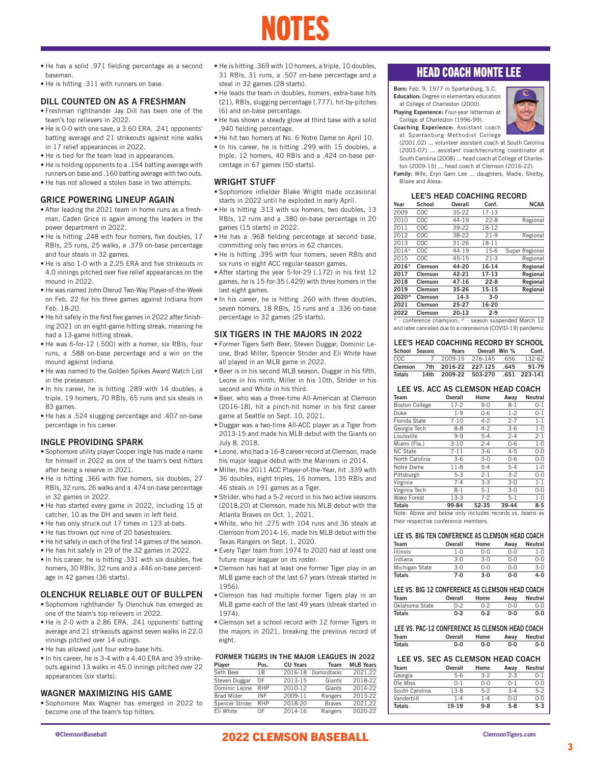# NOTES

- He has a solid .971 fielding percentage as a second baseman.
- He is hitting .311 with runners on base.

### DILL COUNTED ON AS A FRESHMAN

- Freshman righthander Jay Dill has been one of the team's top relievers in 2022.
- He is 0-0 with one save, a 3.60 ERA, .241 opponents' batting average and 21 strikeouts against nine walks in 17 relief appearances in 2022.
- He is tied for the team lead in appearances.
- He is holding opponents to a .154 batting average with runners on base and .160 batting average with two outs.
- He has not allowed a stolen base in two attempts.

### GRICE POWERING LINEUP AGAIN

- After leading the 2021 team in home runs as a freshman, Caden Grice is again among the leaders in the power department in 2022.
- He is hitting .248 with four homers, five doubles, 17 RBIs, 25 runs, 25 walks, a .379 on-base percentage and four steals in 32 games.
- He is also 1-0 with a 2.25 ERA and five strikeouts in 4.0 innings pitched over five relief appearances on the mound in 2022.
- He was named John Olerud Two-Way Player-of-the-Week on Feb. 22 for his three games against Indiana from Feb. 18-20.
- He hit safely in the first five games in 2022 after finishing 2021 on an eight-game hitting streak, meaning he had a 13-game hitting streak.
- He was 6-for-12 (.500) with a homer, six RBIs, four runs, a .588 on-base percentage and a win on the mound against Indiana.
- He was named to the Golden Spikes Award Watch List in the preseason.
- In his career, he is hitting .289 with 14 doubles, a triple, 19 homers, 70 RBIs, 65 runs and six steals in 83 games.
- He has a .524 slugging percentage and .407 on-base percentage in his career.

### INGLE PROVIDING SPARK

- Sophomore utility player Cooper Ingle has made a name for himself in 2022 as one of the team's best hitters after being a reserve in 2021.
- He is hitting .366 with five homers, six doubles, 27 RBIs, 32 runs, 26 walks and a .474 on-base percentage in 32 games in 2022.
- He has started every game in 2022, including 15 at catcher, 10 as the DH and seven in left field.
- He has only struck out 17 times in 123 at-bats.
- He has thrown out nine of 20 basestealers.
- He hit safely in each of the first 14 games of the season.
- He has hit safely in 29 of the 32 games in 2022.
- In his career, he is hitting .331 with six doubles, five homers, 30 RBIs, 32 runs and a .446 on-base percentage in 42 games (36 starts).

### OLENCHUK RELIABLE OUT OF BULLPEN

- Sophomore righthander Ty Olenchuk has emerged as one of the team's top relievers in 2022.
- He is 2-0 with a 2.86 ERA, .241 opponents' batting average and 21 strikeouts against seven walks in 22.0 innings pitched over 14 outings.
- He has allowed just four extra-base hits.
- In his career, he is 3-4 with a 4.40 ERA and 39 strikeouts against 13 walks in 45.0 innings pitched over 22 appearances (six starts).

### WAGNER MAXIMIZING HIS GAME

- Sophomore Max Wagner has emerged in 2022 to become one of the team's top hitters.
- He is hitting .369 with 10 homers, a triple, 10 doubles, 31 RBIs, 31 runs, a .507 on-base percentage and a steal in 32 games (28 starts).
- He leads the team in doubles, homers, extra-base hits (21), RBIs, slugging percentage (.777), hit-by-pitches (6) and on-base percentage.
- He has shown a steady glove at third base with a solid .940 fielding percentage.
- He hit two homers at No. 6 Notre Dame on April 10.
- In his career, he is hitting .299 with 15 doubles, a triple, 12 homers, 40 RBIs and a .424 on-base percentage in 67 games (50 starts).

### WRIGHT STUFF

- Sophomore infielder Blake Wright made occasional starts in 2022 until he exploded in early April.
- He is hitting .313 with six homers, two doubles, 13 RBIs, 12 runs and a .380 on-base percentage in 20 games (15 starts) in 2022.
- He has a .968 fielding percentage at second base, committing only two errors in 62 chances.
- He is hitting .395 with four homers, seven RBIs and six runs in eight ACC regular-season games.
- After starting the year 5-for-29 (.172) in his first 12 games, he is 15-for-35 (.429) with three homers in the last eight games.
- In his career, he is hitting .260 with three doubles, seven homers, 18 RBIs, 15 runs and a .336 on-base percentage in 32 games (25 starts).

### SIX TIGERS IN THE MAJORS IN 2022

- Former Tigers Seth Beer, Steven Duggar, Dominic Leone, Brad Miller, Spencer Strider and Eli White have all played in an MLB game in 2022.
- Beer is in his second MLB season, Duggar in his fifth, Leone in his ninth, Miller in his 10th, Strider in his second and White in his third.
- Beer, who was a three-time All-American at Clemson (2016-18), hit a pinch-hit homer in his first career game at Seattle on Sept. 10, 2021.
- Duggar was a two-time All-ACC player as a Tiger from 2013-15 and made his MLB debut with the Giants on July 8, 2018.
- Leone, who had a 16-8 career record at Clemson, made his major league debut with the Mariners in 2014.
- Miller, the 2011 ACC Player-of-the-Year, hit .339 with 36 doubles, eight triples, 16 homers, 135 RBIs and 46 steals in 191 games as a Tiger.
- Strider, who had a 5-2 record in his two active seasons (2018,20) at Clemson, made his MLB debut with the Atlanta Braves on Oct. 1, 2021.
- White, who hit .275 with 104 runs and 36 steals at Clemson from 2014-16, made his MLB debut with the Texas Rangers on Sept. 1, 2020.
- Every Tiger team from 1974 to 2020 had at least one future major leaguer on its roster.
- Clemson has had at least one former Tiger play in an MLB game each of the last 67 years (streak started in 1956).
- Clemson has had multiple former Tigers play in an MLB game each of the last 49 years (streak started in 1974).
- Clemson set a school record with 12 former Tigers in the majors in 2021, breaking the previous record of eight.

#### FORMER TIGERS IN THE MAJOR LEAGUES IN 2022

| Player | Pos. | CU Years | Team | MLB Years |
|---|---|---|---|---|
| Seth Beer | 1B | 2016-18 | Diamondbacks | 2021,22 |
| Steven Duggar | OF | 2013-15 | Giants | 2018-22 |
| Dominic Leone | RHP | 2010-12 | Giants | 2014-22 |
| Brad Miller | INF | 2009-11 | Rangers | 2013-22 |
| Spencer Strider | RHP | 2018-20 | Braves | 2021,22 |
| Eli White | OF | 2014-16 | Rangers | 2020-22 |

## HEAD COACH MONTE LEE

**Born:** Feb. 9, 1977 in Spartanburg, S.C.
**Education:** Degree in elementary education at College of Charleston (2000).
**Playing Experience:** Four-year letterman at College of Charleston (1996-99).
**Coaching Experience:** Assistant coach at Spartanburg Methodist College (2001,02) ... volunteer assistant coach at South Carolina (2003-07) ... assistant coach/recruiting coordinator at South Carolina (2008) ... head coach at College of Charleston (2009-15) ... head coach at Clemson (2016-22).
**Family:** Wife, Eryn Garn Lee ... daughters, Madie, Shelby, Blaire and Alexa.

#### LEE'S HEAD COACHING RECORD

| Year | School | Overall | Conf. | NCAA |
|---|---|---|---|---|
| 2009 | COC | 35-22 | 17-13 | |
| 2010 | COC | 44-19 | 22-8 | Regional |
| 2011 | COC | 39-22 | 18-12 | |
| 2012 | COC | 38-22 | 21-9 | Regional |
| 2013 | COC | 31-26 | 18-11 | |
| 2014* | COC | 44-19 | 15-6 | Super Regional |
| 2015 | COC | 45-15 | 21-3 | Regional |
| **2016*** | **Clemson** | **44-20** | **16-14** | **Regional** |
| **2017** | **Clemson** | **42-21** | **17-13** | **Regional** |
| **2018** | **Clemson** | **47-16** | **22-8** | **Regional** |
| **2019** | **Clemson** | **35-26** | **15-15** | **Regional** |
| **2020^** | **Clemson** | **14-3** | **3-0** | |
| **2021** | **Clemson** | **25-27** | **16-20** | |
| **2022** | **Clemson** | **20-12** | **2-9** | |

\* - conference champion; ^ - season suspended March 12 and later canceled due to a coronavirus (COVID-19) pandemic

#### LEE'S HEAD COACHING RECORD BY SCHOOL

| School | Seasons | Years | Overall | Win % | Conf. |
|---|---|---|---|---|---|
| COC | 7 | 2009-15 | 276-145 | .656 | 132-62 |
| **Clemson** | **7th** | **2016-22** | **227-125** | **.645** | **91-79** |
| **Totals** | **14th** | **2009-22** | **503-270** | **.651** | **223-141** |

#### LEE VS. ACC AS CLEMSON HEAD COACH

| Team | Overall | Home | Away | Neutral |
|---|---|---|---|---|
| Boston College | 17-2 | 9-0 | 8-1 | 0-1 |
| Duke | 1-9 | 0-6 | 1-2 | 0-1 |
| Florida State | 7-10 | 4-2 | 2-7 | 1-1 |
| Georgia Tech | 8-8 | 4-2 | 3-6 | 1-0 |
| Louisville | 9-9 | 5-4 | 2-4 | 2-1 |
| Miami (Fla.) | 3-10 | 2-4 | 0-6 | 1-0 |
| NC State | 7-11 | 3-6 | 4-5 | 0-0 |
| North Carolina | 3-6 | 3-0 | 0-6 | 0-0 |
| Notre Dame | 11-8 | 5-4 | 5-4 | 1-0 |
| Pittsburgh | 5-3 | 2-1 | 3-2 | 0-0 |
| Virginia | 7-4 | 3-3 | 3-0 | 1-1 |
| Virginia Tech | 8-1 | 5-1 | 3-0 | 0-0 |
| Wake Forest | 13-3 | 7-2 | 5-1 | 1-0 |
| **Totals** | **99-84** | **52-35** | **39-44** | **8-5** |

Note: Above and below only includes records vs. teams as their respective conference members.

#### LEE VS. BIG TEN CONFERENCE AS CLEMSON HEAD COACH

| Team | Overall | Home | Away | Neutral |
|---|---|---|---|---|
| Illinois | 1-0 | 0-0 | 0-0 | 1-0 |
| Indiana | 3-0 | 3-0 | 0-0 | 0-0 |
| Michigan State | 3-0 | 0-0 | 0-0 | 3-0 |
| **Totals** | **7-0** | **3-0** | **0-0** | **4-0** |

#### LEE VS. BIG 12 CONFERENCE AS CLEMSON HEAD COACH

| Team | Overall | Home | Away | Neutral |
|---|---|---|---|---|
| Oklahoma State | 0-2 | 0-2 | 0-0 | 0-0 |
| **Totals** | **0-2** | **0-2** | **0-0** | **0-0** |

#### LEE VS. PAC-12 CONFERENCE AS CLEMSON HEAD COACH

| Team | Overall | Home | Away | Neutral |
|---|---|---|---|---|
| **Totals** | **0-0** | **0-0** | **0-0** | **0-0** |

#### LEE VS. SEC AS CLEMSON HEAD COACH

| Team | Overall | Home | Away | Neutral |
|---|---|---|---|---|
| Georgia | 5-6 | 3-2 | 2-3 | 0-1 |
| Ole Miss | 0-1 | 0-0 | 0-1 | 0-0 |
| South Carolina | 13-8 | 5-2 | 3-4 | 5-2 |
| Vanderbilt | 1-4 | 1-4 | 0-0 | 0-0 |
| **Totals** | **19-19** | **9-8** | **5-8** | **5-3** |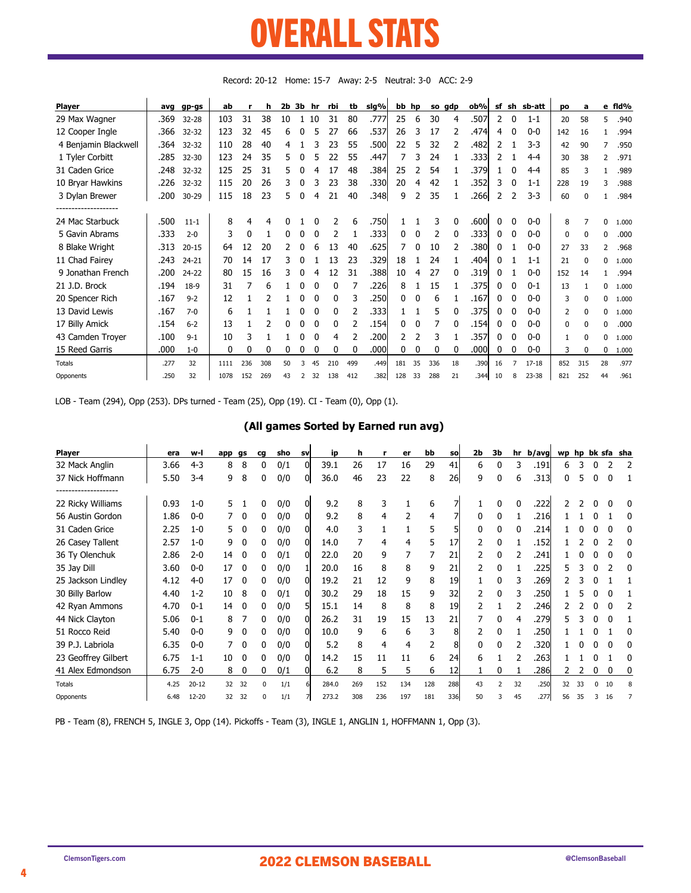# OVERALL STATS

Record: 20-12 Home: 15-7 Away: 2-5 Neutral: 3-0 ACC: 2-9

| Player | avg | gp-gs | ab | r | h | 2b | 3b | hr | rbi | tb | slg% | bb | hp | so | gdp | ob% | sf | sh | sb-att | po | a | e | fld% |
|---|---|---|---|---|---|---|---|---|---|---|---|---|---|---|---|---|---|---|---|---|---|---|---|
| 29 Max Wagner | .369 | 32-28 | 103 | 31 | 38 | 10 | 1 | 10 | 31 | 80 | .777 | 25 | 6 | 30 | 4 | .507 | 2 | 0 | 1-1 | 20 | 58 | 5 | .940 |
| 12 Cooper Ingle | .366 | 32-32 | 123 | 32 | 45 | 6 | 0 | 5 | 27 | 66 | .537 | 26 | 3 | 17 | 2 | .474 | 4 | 0 | 0-0 | 142 | 16 | 1 | .994 |
| 4 Benjamin Blackwell | .364 | 32-32 | 110 | 28 | 40 | 4 | 1 | 3 | 23 | 55 | .500 | 22 | 5 | 32 | 2 | .482 | 2 | 1 | 3-3 | 42 | 90 | 7 | .950 |
| 1 Tyler Corbitt | .285 | 32-30 | 123 | 24 | 35 | 5 | 0 | 5 | 22 | 55 | .447 | 7 | 3 | 24 | 1 | .333 | 2 | 1 | 4-4 | 30 | 38 | 2 | .971 |
| 31 Caden Grice | .248 | 32-32 | 125 | 25 | 31 | 5 | 0 | 4 | 17 | 48 | .384 | 25 | 2 | 54 | 1 | .379 | 1 | 0 | 4-4 | 85 | 3 | 1 | .989 |
| 10 Bryar Hawkins | .226 | 32-32 | 115 | 20 | 26 | 3 | 0 | 3 | 23 | 38 | .330 | 20 | 4 | 42 | 1 | .352 | 3 | 0 | 1-1 | 228 | 19 | 3 | .988 |
| 3 Dylan Brewer | .200 | 30-29 | 115 | 18 | 23 | 5 | 0 | 4 | 21 | 40 | .348 | 9 | 2 | 35 | 1 | .266 | 2 | 2 | 3-3 | 60 | 0 | 1 | .984 |
| -------------------- | | | | | | | | | | | | | | | | | | | | | | | |
| 24 Mac Starbuck | .500 | 11-1 | 8 | 4 | 4 | 0 | 1 | 0 | 2 | 6 | .750 | 1 | 1 | 3 | 0 | .600 | 0 | 0 | 0-0 | 8 | 7 | 0 | 1.000 |
| 5 Gavin Abrams | .333 | 2-0 | 3 | 0 | 1 | 0 | 0 | 0 | 2 | 1 | .333 | 0 | 0 | 2 | 0 | .333 | 0 | 0 | 0-0 | 0 | 0 | 0 | .000 |
| 8 Blake Wright | .313 | 20-15 | 64 | 12 | 20 | 2 | 0 | 6 | 13 | 40 | .625 | 7 | 0 | 10 | 2 | .380 | 0 | 1 | 0-0 | 27 | 33 | 2 | .968 |
| 11 Chad Fairey | .243 | 24-21 | 70 | 14 | 17 | 3 | 0 | 1 | 13 | 23 | .329 | 18 | 1 | 24 | 1 | .404 | 0 | 1 | 1-1 | 21 | 0 | 0 | 1.000 |
| 9 Jonathan French | .200 | 24-22 | 80 | 15 | 16 | 3 | 0 | 4 | 12 | 31 | .388 | 10 | 4 | 27 | 0 | .319 | 0 | 1 | 0-0 | 152 | 14 | 1 | .994 |
| 21 J.D. Brock | .194 | 18-9 | 31 | 7 | 6 | 1 | 0 | 0 | 0 | 7 | .226 | 8 | 1 | 15 | 1 | .375 | 0 | 0 | 0-1 | 13 | 1 | 0 | 1.000 |
| 20 Spencer Rich | .167 | 9-2 | 12 | 1 | 2 | 1 | 0 | 0 | 0 | 3 | .250 | 0 | 0 | 6 | 1 | .167 | 0 | 0 | 0-0 | 3 | 0 | 0 | 1.000 |
| 13 David Lewis | .167 | 7-0 | 6 | 1 | 1 | 1 | 0 | 0 | 0 | 2 | .333 | 1 | 1 | 5 | 0 | .375 | 0 | 0 | 0-0 | 2 | 0 | 0 | 1.000 |
| 17 Billy Amick | .154 | 6-2 | 13 | 1 | 2 | 0 | 0 | 0 | 0 | 2 | .154 | 0 | 0 | 7 | 0 | .154 | 0 | 0 | 0-0 | 0 | 0 | 0 | .000 |
| 43 Camden Troyer | .100 | 9-1 | 10 | 3 | 1 | 1 | 0 | 0 | 4 | 2 | .200 | 2 | 2 | 3 | 1 | .357 | 0 | 0 | 0-0 | 1 | 0 | 0 | 1.000 |
| 15 Reed Garris | .000 | 1-0 | 0 | 0 | 0 | 0 | 0 | 0 | 0 | 0 | .000 | 0 | 0 | 0 | 0 | .000 | 0 | 0 | 0-0 | 3 | 0 | 0 | 1.000 |
| Totals | .277 | 32 | 1111 | 236 | 308 | 50 | 3 | 45 | 210 | 499 | .449 | 181 | 35 | 336 | 18 | .390 | 16 | 7 | 17-18 | 852 | 315 | 28 | .977 |
| Opponents | .250 | 32 | 1078 | 152 | 269 | 43 | 2 | 32 | 138 | 412 | .382 | 128 | 33 | 288 | 21 | .344 | 10 | 8 | 23-38 | 821 | 252 | 44 | .961 |

LOB - Team (294), Opp (253). DPs turned - Team (25), Opp (19). CI - Team (0), Opp (1).

## (All games Sorted by Earned run avg)

| Player | era | w-l | app | gs | cg | sho | sv | ip | h | r | er | bb | so | 2b | 3b | hr | b/avg | wp | hp | bk | sfa | sha |
|---|---|---|---|---|---|---|---|---|---|---|---|---|---|---|---|---|---|---|---|---|---|---|
| 32 Mack Anglin | 3.66 | 4-3 | 8 | 8 | 0 | 0/1 | 0 | 39.1 | 26 | 17 | 16 | 29 | 41 | 6 | 0 | 3 | .191 | 6 | 3 | 0 | 2 | 2 |
| 37 Nick Hoffmann | 5.50 | 3-4 | 9 | 8 | 0 | 0/0 | 0 | 36.0 | 46 | 23 | 22 | 8 | 26 | 9 | 0 | 6 | .313 | 0 | 5 | 0 | 0 | 1 |
| -------------------- | | | | | | | | | | | | | | | | | | | | | | |
| 22 Ricky Williams | 0.93 | 1-0 | 5 | 1 | 0 | 0/0 | 0 | 9.2 | 8 | 3 | 1 | 6 | 7 | 1 | 0 | 0 | .222 | 2 | 2 | 0 | 0 | 0 |
| 56 Austin Gordon | 1.86 | 0-0 | 7 | 0 | 0 | 0/0 | 0 | 9.2 | 8 | 4 | 2 | 4 | 7 | 0 | 0 | 1 | .216 | 1 | 1 | 0 | 1 | 0 |
| 31 Caden Grice | 2.25 | 1-0 | 5 | 0 | 0 | 0/0 | 0 | 4.0 | 3 | 1 | 1 | 5 | 5 | 0 | 0 | 0 | .214 | 1 | 0 | 0 | 0 | 0 |
| 26 Casey Tallent | 2.57 | 1-0 | 9 | 0 | 0 | 0/0 | 0 | 14.0 | 7 | 4 | 4 | 5 | 17 | 2 | 0 | 1 | .152 | 1 | 2 | 0 | 2 | 0 |
| 36 Ty Olenchuk | 2.86 | 2-0 | 14 | 0 | 0 | 0/1 | 0 | 22.0 | 20 | 9 | 7 | 7 | 21 | 2 | 0 | 2 | .241 | 1 | 0 | 0 | 0 | 0 |
| 35 Jay Dill | 3.60 | 0-0 | 17 | 0 | 0 | 0/0 | 1 | 20.0 | 16 | 8 | 8 | 9 | 21 | 2 | 0 | 1 | .225 | 5 | 3 | 0 | 2 | 0 |
| 25 Jackson Lindley | 4.12 | 4-0 | 17 | 0 | 0 | 0/0 | 0 | 19.2 | 21 | 12 | 9 | 8 | 19 | 1 | 0 | 3 | .269 | 2 | 3 | 0 | 1 | 1 |
| 30 Billy Barlow | 4.40 | 1-2 | 10 | 8 | 0 | 0/1 | 0 | 30.2 | 29 | 18 | 15 | 9 | 32 | 2 | 0 | 3 | .250 | 1 | 5 | 0 | 0 | 1 |
| 42 Ryan Ammons | 4.70 | 0-1 | 14 | 0 | 0 | 0/0 | 5 | 15.1 | 14 | 8 | 8 | 8 | 19 | 2 | 1 | 2 | .246 | 2 | 2 | 0 | 0 | 2 |
| 44 Nick Clayton | 5.06 | 0-1 | 8 | 7 | 0 | 0/0 | 0 | 26.2 | 31 | 19 | 15 | 13 | 21 | 7 | 0 | 4 | .279 | 5 | 3 | 0 | 0 | 1 |
| 51 Rocco Reid | 5.40 | 0-0 | 9 | 0 | 0 | 0/0 | 0 | 10.0 | 9 | 6 | 6 | 3 | 8 | 2 | 0 | 1 | .250 | 1 | 1 | 0 | 1 | 0 |
| 39 P.J. Labriola | 6.35 | 0-0 | 7 | 0 | 0 | 0/0 | 0 | 5.2 | 8 | 4 | 4 | 2 | 8 | 0 | 0 | 2 | .320 | 1 | 0 | 0 | 0 | 0 |
| 23 Geoffrey Gilbert | 6.75 | 1-1 | 10 | 0 | 0 | 0/0 | 0 | 14.2 | 15 | 11 | 11 | 6 | 24 | 6 | 1 | 2 | .263 | 1 | 1 | 0 | 1 | 0 |
| 41 Alex Edmondson | 6.75 | 2-0 | 8 | 0 | 0 | 0/1 | 0 | 6.2 | 8 | 5 | 5 | 6 | 12 | 1 | 0 | 1 | .286 | 2 | 2 | 0 | 0 | 0 |
| Totals | 4.25 | 20-12 | 32 | 32 | 0 | 1/1 | 6 | 284.0 | 269 | 152 | 134 | 128 | 288 | 43 | 2 | 32 | .250 | 32 | 33 | 0 | 10 | 8 |
| Opponents | 6.48 | 12-20 | 32 | 32 | 0 | 1/1 | 7 | 273.2 | 308 | 236 | 197 | 181 | 336 | 50 | 3 | 45 | .277 | 56 | 35 | 3 | 16 | 7 |

PB - Team (8), FRENCH 5, INGLE 3, Opp (14). Pickoffs - Team (3), INGLE 1, ANGLIN 1, HOFFMANN 1, Opp (3).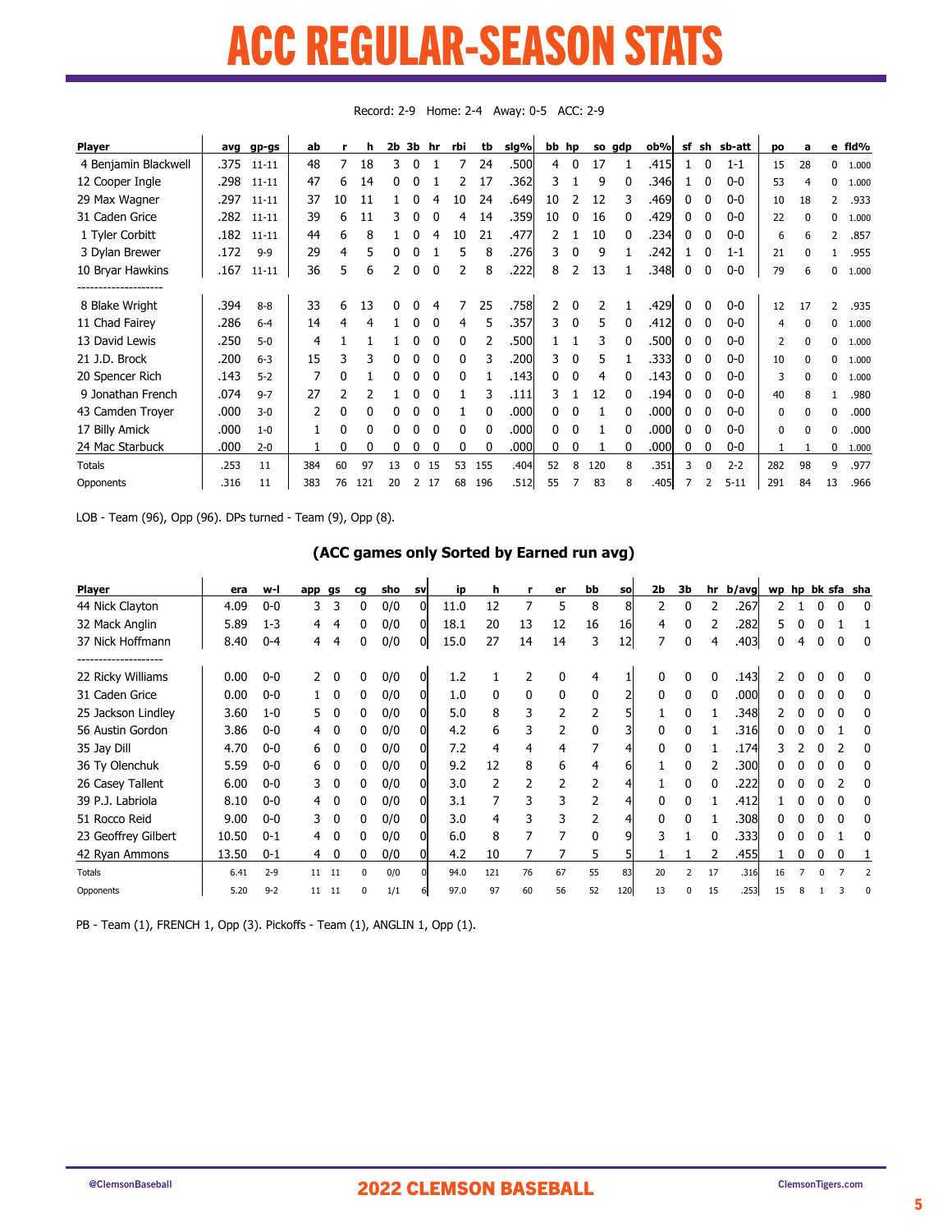# ACC REGULAR-SEASON STATS

Record: 2-9 Home: 2-4 Away: 0-5 ACC: 2-9

| Player | avg | gp-gs | ab | r | h | 2b | 3b | hr | rbi | tb | slg% | bb | hp | so | gdp | ob% | sf | sh | sb-att | po | a | e | fld% |
|---|---|---|---|---|---|---|---|---|---|---|---|---|---|---|---|---|---|---|---|---|---|---|---|
| 4 Benjamin Blackwell | .375 | 11-11 | 48 | 7 | 18 | 3 | 0 | 1 | 7 | 24 | .500 | 4 | 0 | 17 | 1 | .415 | 1 | 0 | 1-1 | 15 | 28 | 0 | 1.000 |
| 12 Cooper Ingle | .298 | 11-11 | 47 | 6 | 14 | 0 | 0 | 1 | 2 | 17 | .362 | 3 | 1 | 9 | 0 | .346 | 1 | 0 | 0-0 | 53 | 4 | 0 | 1.000 |
| 29 Max Wagner | .297 | 11-11 | 37 | 10 | 11 | 1 | 0 | 4 | 10 | 24 | .649 | 10 | 2 | 12 | 3 | .469 | 0 | 0 | 0-0 | 10 | 18 | 2 | .933 |
| 31 Caden Grice | .282 | 11-11 | 39 | 6 | 11 | 3 | 0 | 0 | 4 | 14 | .359 | 10 | 0 | 16 | 0 | .429 | 0 | 0 | 0-0 | 22 | 0 | 0 | 1.000 |
| 1 Tyler Corbitt | .182 | 11-11 | 44 | 6 | 8 | 1 | 0 | 4 | 10 | 21 | .477 | 2 | 1 | 10 | 0 | .234 | 0 | 0 | 0-0 | 6 | 6 | 2 | .857 |
| 3 Dylan Brewer | .172 | 9-9 | 29 | 4 | 5 | 0 | 0 | 1 | 5 | 8 | .276 | 3 | 0 | 9 | 1 | .242 | 1 | 0 | 1-1 | 21 | 0 | 1 | .955 |
| 10 Bryar Hawkins | .167 | 11-11 | 36 | 5 | 6 | 2 | 0 | 0 | 2 | 8 | .222 | 8 | 2 | 13 | 1 | .348 | 0 | 0 | 0-0 | 79 | 6 | 0 | 1.000 |
| -------------------- | | | | | | | | | | | | | | | | | | | | | | | |
| 8 Blake Wright | .394 | 8-8 | 33 | 6 | 13 | 0 | 0 | 4 | 7 | 25 | .758 | 2 | 0 | 2 | 1 | .429 | 0 | 0 | 0-0 | 12 | 17 | 2 | .935 |
| 11 Chad Fairey | .286 | 6-4 | 14 | 4 | 4 | 1 | 0 | 0 | 4 | 5 | .357 | 3 | 0 | 5 | 0 | .412 | 0 | 0 | 0-0 | 4 | 0 | 0 | 1.000 |
| 13 David Lewis | .250 | 5-0 | 4 | 1 | 1 | 1 | 0 | 0 | 0 | 2 | .500 | 1 | 1 | 3 | 0 | .500 | 0 | 0 | 0-0 | 2 | 0 | 0 | 1.000 |
| 21 J.D. Brock | .200 | 6-3 | 15 | 3 | 3 | 0 | 0 | 0 | 0 | 3 | .200 | 3 | 0 | 5 | 1 | .333 | 0 | 0 | 0-0 | 10 | 0 | 0 | 1.000 |
| 20 Spencer Rich | .143 | 5-2 | 7 | 0 | 1 | 0 | 0 | 0 | 0 | 1 | .143 | 0 | 0 | 4 | 0 | .143 | 0 | 0 | 0-0 | 3 | 0 | 0 | 1.000 |
| 9 Jonathan French | .074 | 9-7 | 27 | 2 | 2 | 1 | 0 | 0 | 1 | 3 | .111 | 3 | 1 | 12 | 0 | .194 | 0 | 0 | 0-0 | 40 | 8 | 1 | .980 |
| 43 Camden Troyer | .000 | 3-0 | 2 | 0 | 0 | 0 | 0 | 0 | 1 | 0 | .000 | 0 | 0 | 1 | 0 | .000 | 0 | 0 | 0-0 | 0 | 0 | 0 | .000 |
| 17 Billy Amick | .000 | 1-0 | 1 | 0 | 0 | 0 | 0 | 0 | 0 | 0 | .000 | 0 | 0 | 1 | 0 | .000 | 0 | 0 | 0-0 | 0 | 0 | 0 | .000 |
| 24 Mac Starbuck | .000 | 2-0 | 1 | 0 | 0 | 0 | 0 | 0 | 0 | 0 | .000 | 0 | 0 | 1 | 0 | .000 | 0 | 0 | 0-0 | 1 | 1 | 0 | 1.000 |
| Totals | .253 | 11 | 384 | 60 | 97 | 13 | 0 | 15 | 53 | 155 | .404 | 52 | 8 | 120 | 8 | .351 | 3 | 0 | 2-2 | 282 | 98 | 9 | .977 |
| Opponents | .316 | 11 | 383 | 76 | 121 | 20 | 2 | 17 | 68 | 196 | .512 | 55 | 7 | 83 | 8 | .405 | 7 | 2 | 5-11 | 291 | 84 | 13 | .966 |

LOB - Team (96), Opp (96). DPs turned - Team (9), Opp (8).

## (ACC games only Sorted by Earned run avg)

| Player | era | w-l | app | gs | cg | sho | sv | ip | h | r | er | bb | so | 2b | 3b | hr | b/avg | wp | hp | bk | sfa | sha |
|---|---|---|---|---|---|---|---|---|---|---|---|---|---|---|---|---|---|---|---|---|---|---|
| 44 Nick Clayton | 4.09 | 0-0 | 3 | 3 | 0 | 0/0 | 0 | 11.0 | 12 | 7 | 5 | 8 | 8 | 2 | 0 | 2 | .267 | 2 | 1 | 0 | 0 | 0 |
| 32 Mack Anglin | 5.89 | 1-3 | 4 | 4 | 0 | 0/0 | 0 | 18.1 | 20 | 13 | 12 | 16 | 16 | 4 | 0 | 2 | .282 | 5 | 0 | 0 | 1 | 1 |
| 37 Nick Hoffmann | 8.40 | 0-4 | 4 | 4 | 0 | 0/0 | 0 | 15.0 | 27 | 14 | 14 | 3 | 12 | 7 | 0 | 4 | .403 | 0 | 4 | 0 | 0 | 0 |
| -------------------- | | | | | | | | | | | | | | | | | | | | | | |
| 22 Ricky Williams | 0.00 | 0-0 | 2 | 0 | 0 | 0/0 | 0 | 1.2 | 1 | 2 | 0 | 4 | 1 | 0 | 0 | 0 | .143 | 2 | 0 | 0 | 0 | 0 |
| 31 Caden Grice | 0.00 | 0-0 | 1 | 0 | 0 | 0/0 | 0 | 1.0 | 0 | 0 | 0 | 0 | 2 | 0 | 0 | 0 | .000 | 0 | 0 | 0 | 0 | 0 |
| 25 Jackson Lindley | 3.60 | 1-0 | 5 | 0 | 0 | 0/0 | 0 | 5.0 | 8 | 3 | 2 | 2 | 5 | 1 | 0 | 1 | .348 | 2 | 0 | 0 | 0 | 0 |
| 56 Austin Gordon | 3.86 | 0-0 | 4 | 0 | 0 | 0/0 | 0 | 4.2 | 6 | 3 | 2 | 0 | 3 | 0 | 0 | 1 | .316 | 0 | 0 | 0 | 1 | 0 |
| 35 Jay Dill | 4.70 | 0-0 | 6 | 0 | 0 | 0/0 | 0 | 7.2 | 4 | 4 | 4 | 7 | 4 | 0 | 0 | 1 | .174 | 3 | 2 | 0 | 2 | 0 |
| 36 Ty Olenchuk | 5.59 | 0-0 | 6 | 0 | 0 | 0/0 | 0 | 9.2 | 12 | 8 | 6 | 4 | 6 | 1 | 0 | 2 | .300 | 0 | 0 | 0 | 0 | 0 |
| 26 Casey Tallent | 6.00 | 0-0 | 3 | 0 | 0 | 0/0 | 0 | 3.0 | 2 | 2 | 2 | 2 | 4 | 1 | 0 | 0 | .222 | 0 | 0 | 0 | 2 | 0 |
| 39 P.J. Labriola | 8.10 | 0-0 | 4 | 0 | 0 | 0/0 | 0 | 3.1 | 7 | 3 | 3 | 2 | 4 | 0 | 0 | 1 | .412 | 1 | 0 | 0 | 0 | 0 |
| 51 Rocco Reid | 9.00 | 0-0 | 3 | 0 | 0 | 0/0 | 0 | 3.0 | 4 | 3 | 3 | 2 | 4 | 0 | 0 | 1 | .308 | 0 | 0 | 0 | 0 | 0 |
| 23 Geoffrey Gilbert | 10.50 | 0-1 | 4 | 0 | 0 | 0/0 | 0 | 6.0 | 8 | 7 | 7 | 0 | 9 | 3 | 1 | 0 | .333 | 0 | 0 | 0 | 1 | 0 |
| 42 Ryan Ammons | 13.50 | 0-1 | 4 | 0 | 0 | 0/0 | 0 | 4.2 | 10 | 7 | 7 | 5 | 5 | 1 | 1 | 2 | .455 | 1 | 0 | 0 | 0 | 1 |
| Totals | 6.41 | 2-9 | 11 | 11 | 0 | 0/0 | 0 | 94.0 | 121 | 76 | 67 | 55 | 83 | 20 | 2 | 17 | .316 | 16 | 7 | 0 | 7 | 2 |
| Opponents | 5.20 | 9-2 | 11 | 11 | 0 | 1/1 | 6 | 97.0 | 97 | 60 | 56 | 52 | 120 | 13 | 0 | 15 | .253 | 15 | 8 | 1 | 3 | 0 |

PB - Team (1), FRENCH 1, Opp (3). Pickoffs - Team (1), ANGLIN 1, Opp (1).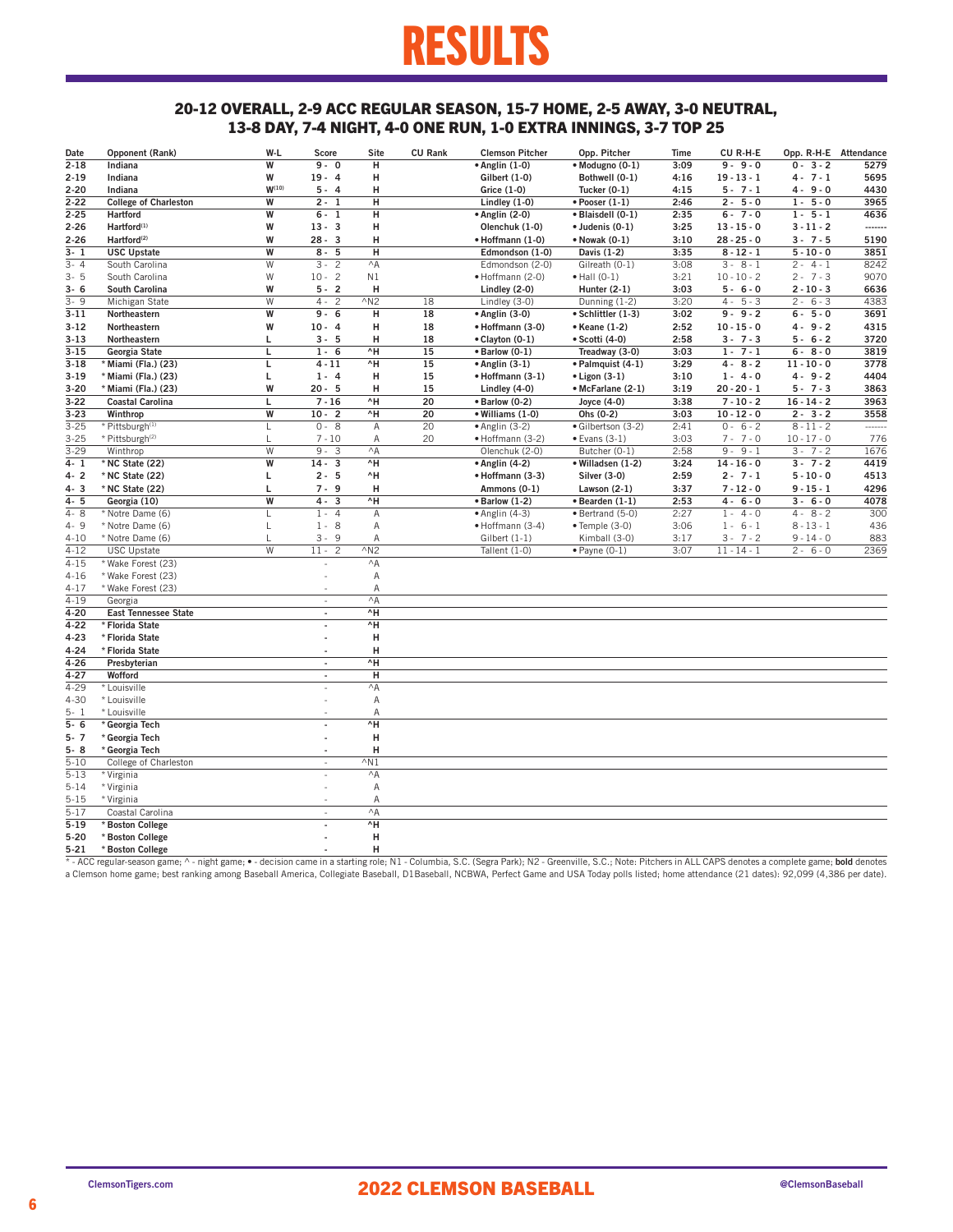# RESULTS

## 20-12 OVERALL, 2-9 ACC REGULAR SEASON, 15-7 HOME, 2-5 AWAY, 3-0 NEUTRAL, 13-8 DAY, 7-4 NIGHT, 4-0 ONE RUN, 1-0 EXTRA INNINGS, 3-7 TOP 25

| Date | Opponent (Rank) | W-L | Score | Site | CU Rank | Clemson Pitcher | Opp. Pitcher | Time | CU R-H-E | Opp. R-H-E | Attendance |
|---|---|---|---|---|---|---|---|---|---|---|---|
| **2-18** | **Indiana** | **W** | **9 - 0** | **H** | | **• Anglin (1-0)** | **• Modugno (0-1)** | **3:09** | **9 - 9 - 0** | **0 - 3 - 2** | **5279** |
| **2-19** | **Indiana** | **W** | **19 - 4** | **H** | | **Gilbert (1-0)** | **Bothwell (0-1)** | **4:16** | **19 - 13 - 1** | **4 - 7 - 1** | **5695** |
| **2-20** | **Indiana** | **W(10)** | **5 - 4** | **H** | | **Grice (1-0)** | **Tucker (0-1)** | **4:15** | **5 - 7 - 1** | **4 - 9 - 0** | **4430** |
| **2-22** | **College of Charleston** | **W** | **2 - 1** | **H** | | **Lindley (1-0)** | **• Pooser (1-1)** | **2:46** | **2 - 5 - 0** | **1 - 5 - 0** | **3965** |
| **2-25** | **Hartford** | **W** | **6 - 1** | **H** | | **• Anglin (2-0)** | **• Blaisdell (0-1)** | **2:35** | **6 - 7 - 0** | **1 - 5 - 1** | **4636** |
| **2-26** | **Hartford(1)** | **W** | **13 - 3** | **H** | | **Olenchuk (1-0)** | **• Judenis (0-1)** | **3:25** | **13 - 15 - 0** | **3 - 11 - 2** | **-------** |
| **2-26** | **Hartford(2)** | **W** | **28 - 3** | **H** | | **• Hoffmann (1-0)** | **• Nowak (0-1)** | **3:10** | **28 - 25 - 0** | **3 - 7 - 5** | **5190** |
| **3- 1** | **USC Upstate** | **W** | **8 - 5** | **H** | | **Edmondson (1-0)** | **Davis (1-2)** | **3:35** | **8 - 12 - 1** | **5 - 10 - 0** | **3851** |
| 3- 4 | South Carolina | W | 3 - 2 | ^A | | Edmondson (2-0) | Gilreath (0-1) | 3:08 | 3 - 8 - 1 | 2 - 4 - 1 | 8242 |
| 3- 5 | South Carolina | W | 10 - 2 | N1 | | • Hoffmann (2-0) | • Hall (0-1) | 3:21 | 10 - 10 - 2 | 2 - 7 - 3 | 9070 |
| **3- 6** | **South Carolina** | **W** | **5 - 2** | **H** | | **Lindley (2-0)** | **Hunter (2-1)** | **3:03** | **5 - 6 - 0** | **2 - 10 - 3** | **6636** |
| 3- 9 | Michigan State | W | 4 - 2 | ^N2 | 18 | Lindley (3-0) | Dunning (1-2) | 3:20 | 4 - 5 - 3 | 2 - 6 - 3 | 4383 |
| **3-11** | **Northeastern** | **W** | **9 - 6** | **H** | **18** | **• Anglin (3-0)** | **• Schlittler (1-3)** | **3:02** | **9 - 9 - 2** | **6 - 5 - 0** | **3691** |
| **3-12** | **Northeastern** | **W** | **10 - 4** | **H** | **18** | **• Hoffmann (3-0)** | **• Keane (1-2)** | **2:52** | **10 - 15 - 0** | **4 - 9 - 2** | **4315** |
| **3-13** | **Northeastern** | **L** | **3 - 5** | **H** | **18** | **• Clayton (0-1)** | **• Scotti (4-0)** | **2:58** | **3 - 7 - 3** | **5 - 6 - 2** | **3720** |
| **3-15** | **Georgia State** | **L** | **1 - 6** | **^H** | **15** | **• Barlow (0-1)** | **Treadway (3-0)** | **3:03** | **1 - 7 - 1** | **6 - 8 - 0** | **3819** |
| **3-18** | **\* Miami (Fla.) (23)** | **L** | **4 - 11** | **^H** | **15** | **• Anglin (3-1)** | **• Palmquist (4-1)** | **3:29** | **4 - 8 - 2** | **11 - 10 - 0** | **3778** |
| **3-19** | **\* Miami (Fla.) (23)** | **L** | **1 - 4** | **H** | **15** | **• Hoffmann (3-1)** | **• Ligon (3-1)** | **3:10** | **1 - 4 - 0** | **4 - 9 - 2** | **4404** |
| **3-20** | **\* Miami (Fla.) (23)** | **W** | **20 - 5** | **H** | **15** | **Lindley (4-0)** | **• McFarlane (2-1)** | **3:19** | **20 - 20 - 1** | **5 - 7 - 3** | **3863** |
| **3-22** | **Coastal Carolina** | **L** | **7 - 16** | **^H** | **20** | **• Barlow (0-2)** | **Joyce (4-0)** | **3:38** | **7 - 10 - 2** | **16 - 14 - 2** | **3963** |
| **3-23** | **Winthrop** | **W** | **10 - 2** | **^H** | **20** | **• Williams (1-0)** | **Ohs (0-2)** | **3:03** | **10 - 12 - 0** | **2 - 3 - 2** | **3558** |
| 3-25 | \* Pittsburgh(1) | L | 0 - 8 | A | 20 | • Anglin (3-2) | • Gilbertson (3-2) | 2:41 | 0 - 6 - 2 | 8 - 11 - 2 | ------- |
| 3-25 | \* Pittsburgh(2) | L | 7 - 10 | A | 20 | • Hoffmann (3-2) | • Evans (3-1) | 3:03 | 7 - 7 - 0 | 10 - 17 - 0 | 776 |
| 3-29 | Winthrop | W | 9 - 3 | ^A | | Olenchuk (2-0) | Butcher (0-1) | 2:58 | 9 - 9 - 1 | 3 - 7 - 2 | 1676 |
| **4- 1** | **\* NC State (22)** | **W** | **14 - 3** | **^H** | | **• Anglin (4-2)** | **• Willadsen (1-2)** | **3:24** | **14 - 16 - 0** | **3 - 7 - 2** | **4419** |
| **4- 2** | **\* NC State (22)** | **L** | **2 - 5** | **^H** | | **• Hoffmann (3-3)** | **Silver (3-0)** | **2:59** | **2 - 7 - 1** | **5 - 10 - 0** | **4513** |
| **4- 3** | **\* NC State (22)** | **L** | **7 - 9** | **H** | | **Ammons (0-1)** | **Lawson (2-1)** | **3:37** | **7 - 12 - 0** | **9 - 15 - 1** | **4296** |
| **4- 5** | **Georgia (10)** | **W** | **4 - 3** | **^H** | | **• Barlow (1-2)** | **• Bearden (1-1)** | **2:53** | **4 - 6 - 0** | **3 - 6 - 0** | **4078** |
| 4- 8 | \* Notre Dame (6) | L | 1 - 4 | A | | • Anglin (4-3) | • Bertrand (5-0) | 2:27 | 1 - 4 - 0 | 4 - 8 - 2 | 300 |
| 4- 9 | \* Notre Dame (6) | L | 1 - 8 | A | | • Hoffmann (3-4) | • Temple (3-0) | 3:06 | 1 - 6 - 1 | 8 - 13 - 1 | 436 |
| 4-10 | \* Notre Dame (6) | L | 3 - 9 | A | | Gilbert (1-1) | Kimball (3-0) | 3:17 | 3 - 7 - 2 | 9 - 14 - 0 | 883 |
| 4-12 | USC Upstate | W | 11 - 2 | ^N2 | | Tallent (1-0) | • Payne (0-1) | 3:07 | 11 - 14 - 1 | 2 - 6 - 0 | 2369 |
| 4-15 | \* Wake Forest (23) | | - | ^A | | | | | | | |
| 4-16 | \* Wake Forest (23) | | - | A | | | | | | | |
| 4-17 | \* Wake Forest (23) | | - | A | | | | | | | |
| 4-19 | Georgia | | - | ^A | | | | | | | |
| **4-20** | **East Tennessee State** | | **-** | **^H** | | | | | | | |
| **4-22** | **\* Florida State** | | **-** | **^H** | | | | | | | |
| **4-23** | **\* Florida State** | | **-** | **H** | | | | | | | |
| **4-24** | **\* Florida State** | | **-** | **H** | | | | | | | |
| **4-26** | **Presbyterian** | | **-** | **^H** | | | | | | | |
| **4-27** | **Wofford** | | **-** | **H** | | | | | | | |
| 4-29 | \* Louisville | | - | ^A | | | | | | | |
| 4-30 | \* Louisville | | - | A | | | | | | | |
| 5- 1 | \* Louisville | | - | A | | | | | | | |
| **5- 6** | **\* Georgia Tech** | | **-** | **^H** | | | | | | | |
| **5- 7** | **\* Georgia Tech** | | **-** | **H** | | | | | | | |
| **5- 8** | **\* Georgia Tech** | | **-** | **H** | | | | | | | |
| 5-10 | College of Charleston | | - | ^N1 | | | | | | | |
| 5-13 | \* Virginia | | - | ^A | | | | | | | |
| 5-14 | \* Virginia | | - | A | | | | | | | |
| 5-15 | \* Virginia | | - | A | | | | | | | |
| 5-17 | Coastal Carolina | | - | ^A | | | | | | | |
| **5-19** | **\* Boston College** | | **-** | **^H** | | | | | | | |
| **5-20** | **\* Boston College** | | **-** | **H** | | | | | | | |
| **5-21** | **\* Boston College** | | **-** | **H** | | | | | | | |

\* - ACC regular-season game; ^ - night game; • - decision came in a starting role; N1 - Columbia, S.C. (Segra Park); N2 - Greenville, S.C.; Note: Pitchers in ALL CAPS denotes a complete game; **bold** denotes a Clemson home game; best ranking among Baseball America, Collegiate Baseball, D1Baseball, NCBWA, Perfect Game and USA Today polls listed; home attendance (21 dates): 92,099 (4,386 per date).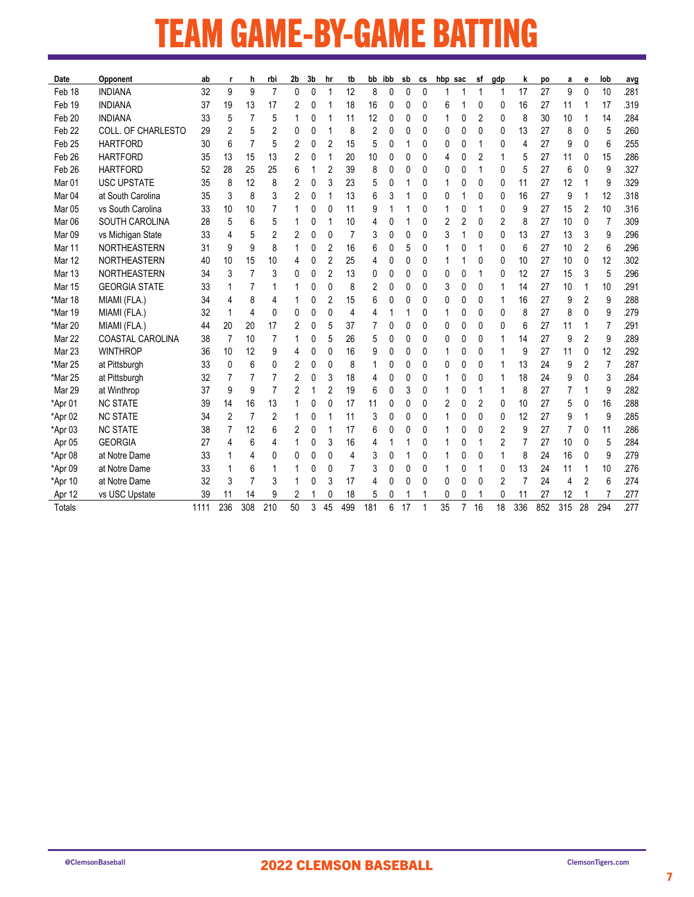# TEAM GAME-BY-GAME BATTING

| Date | Opponent | ab | r | h | rbi | 2b | 3b | hr | tb | bb | ibb | sb | cs | hbp | sac | sf | gdp | k | po | a | e | lob | avg |
|---|---|---|---|---|---|---|---|---|---|---|---|---|---|---|---|---|---|---|---|---|---|---|---|
| Feb 18 | INDIANA | 32 | 9 | 9 | 7 | 0 | 0 | 1 | 12 | 8 | 0 | 0 | 0 | 1 | 1 | 1 | 1 | 17 | 27 | 9 | 0 | 10 | .281 |
| Feb 19 | INDIANA | 37 | 19 | 13 | 17 | 2 | 0 | 1 | 18 | 16 | 0 | 0 | 0 | 6 | 1 | 0 | 0 | 16 | 27 | 11 | 1 | 17 | .319 |
| Feb 20 | INDIANA | 33 | 5 | 7 | 5 | 1 | 0 | 1 | 11 | 12 | 0 | 0 | 0 | 1 | 0 | 2 | 0 | 8 | 30 | 10 | 1 | 14 | .284 |
| Feb 22 | COLL. OF CHARLESTO | 29 | 2 | 5 | 2 | 0 | 0 | 1 | 8 | 2 | 0 | 0 | 0 | 0 | 0 | 0 | 0 | 13 | 27 | 8 | 0 | 5 | .260 |
| Feb 25 | HARTFORD | 30 | 6 | 7 | 5 | 2 | 0 | 2 | 15 | 5 | 0 | 1 | 0 | 0 | 0 | 1 | 0 | 4 | 27 | 9 | 0 | 6 | .255 |
| Feb 26 | HARTFORD | 35 | 13 | 15 | 13 | 2 | 0 | 1 | 20 | 10 | 0 | 0 | 0 | 4 | 0 | 2 | 1 | 5 | 27 | 11 | 0 | 15 | .286 |
| Feb 26 | HARTFORD | 52 | 28 | 25 | 25 | 6 | 1 | 2 | 39 | 8 | 0 | 0 | 0 | 0 | 0 | 1 | 0 | 5 | 27 | 6 | 0 | 9 | .327 |
| Mar 01 | USC UPSTATE | 35 | 8 | 12 | 8 | 2 | 0 | 3 | 23 | 5 | 0 | 1 | 0 | 1 | 0 | 0 | 0 | 11 | 27 | 12 | 1 | 9 | .329 |
| Mar 04 | at South Carolina | 35 | 3 | 8 | 3 | 2 | 0 | 1 | 13 | 6 | 3 | 1 | 0 | 0 | 1 | 0 | 0 | 16 | 27 | 9 | 1 | 12 | .318 |
| Mar 05 | vs South Carolina | 33 | 10 | 10 | 7 | 1 | 0 | 0 | 11 | 9 | 1 | 1 | 0 | 1 | 0 | 1 | 0 | 9 | 27 | 15 | 2 | 10 | .316 |
| Mar 06 | SOUTH CAROLINA | 28 | 5 | 6 | 5 | 1 | 0 | 1 | 10 | 4 | 0 | 1 | 0 | 2 | 2 | 0 | 2 | 8 | 27 | 10 | 0 | 7 | .309 |
| Mar 09 | vs Michigan State | 33 | 4 | 5 | 2 | 2 | 0 | 0 | 7 | 3 | 0 | 0 | 0 | 3 | 1 | 0 | 0 | 13 | 27 | 13 | 3 | 9 | .296 |
| Mar 11 | NORTHEASTERN | 31 | 9 | 9 | 8 | 1 | 0 | 2 | 16 | 6 | 0 | 5 | 0 | 1 | 0 | 1 | 0 | 6 | 27 | 10 | 2 | 6 | .296 |
| Mar 12 | NORTHEASTERN | 40 | 10 | 15 | 10 | 4 | 0 | 2 | 25 | 4 | 0 | 0 | 0 | 1 | 1 | 0 | 0 | 10 | 27 | 10 | 0 | 12 | .302 |
| Mar 13 | NORTHEASTERN | 34 | 3 | 7 | 3 | 0 | 0 | 2 | 13 | 0 | 0 | 0 | 0 | 0 | 0 | 1 | 0 | 12 | 27 | 15 | 3 | 5 | .296 |
| Mar 15 | GEORGIA STATE | 33 | 1 | 7 | 1 | 1 | 0 | 0 | 8 | 2 | 0 | 0 | 0 | 3 | 0 | 0 | 1 | 14 | 27 | 10 | 1 | 10 | .291 |
| *Mar 18 | MIAMI (FLA.) | 34 | 4 | 8 | 4 | 1 | 0 | 2 | 15 | 6 | 0 | 0 | 0 | 0 | 0 | 0 | 1 | 16 | 27 | 9 | 2 | 9 | .288 |
| *Mar 19 | MIAMI (FLA.) | 32 | 1 | 4 | 0 | 0 | 0 | 0 | 4 | 4 | 1 | 1 | 0 | 1 | 0 | 0 | 0 | 8 | 27 | 8 | 0 | 9 | .279 |
| *Mar 20 | MIAMI (FLA.) | 44 | 20 | 20 | 17 | 2 | 0 | 5 | 37 | 7 | 0 | 0 | 0 | 0 | 0 | 0 | 0 | 6 | 27 | 11 | 1 | 7 | .291 |
| Mar 22 | COASTAL CAROLINA | 38 | 7 | 10 | 7 | 1 | 0 | 5 | 26 | 5 | 0 | 0 | 0 | 0 | 0 | 0 | 1 | 14 | 27 | 9 | 2 | 9 | .289 |
| Mar 23 | WINTHROP | 36 | 10 | 12 | 9 | 4 | 0 | 0 | 16 | 9 | 0 | 0 | 0 | 1 | 0 | 0 | 1 | 9 | 27 | 11 | 0 | 12 | .292 |
| *Mar 25 | at Pittsburgh | 33 | 0 | 6 | 0 | 2 | 0 | 0 | 8 | 1 | 0 | 0 | 0 | 0 | 0 | 0 | 1 | 13 | 24 | 9 | 2 | 7 | .287 |
| *Mar 25 | at Pittsburgh | 32 | 7 | 7 | 7 | 2 | 0 | 3 | 18 | 4 | 0 | 0 | 0 | 1 | 0 | 0 | 1 | 18 | 24 | 9 | 0 | 3 | .284 |
| Mar 29 | at Winthrop | 37 | 9 | 9 | 7 | 2 | 1 | 2 | 19 | 6 | 0 | 3 | 0 | 1 | 0 | 1 | 1 | 8 | 27 | 7 | 1 | 9 | .282 |
| *Apr 01 | NC STATE | 39 | 14 | 16 | 13 | 1 | 0 | 0 | 17 | 11 | 0 | 0 | 0 | 2 | 0 | 2 | 0 | 10 | 27 | 5 | 0 | 16 | .288 |
| *Apr 02 | NC STATE | 34 | 2 | 7 | 2 | 1 | 0 | 1 | 11 | 3 | 0 | 0 | 0 | 1 | 0 | 0 | 0 | 12 | 27 | 9 | 1 | 9 | .285 |
| *Apr 03 | NC STATE | 38 | 7 | 12 | 6 | 2 | 0 | 1 | 17 | 6 | 0 | 0 | 0 | 1 | 0 | 0 | 2 | 9 | 27 | 7 | 0 | 11 | .286 |
| Apr 05 | GEORGIA | 27 | 4 | 6 | 4 | 1 | 0 | 3 | 16 | 4 | 1 | 1 | 0 | 1 | 0 | 1 | 2 | 7 | 27 | 10 | 0 | 5 | .284 |
| *Apr 08 | at Notre Dame | 33 | 1 | 4 | 0 | 0 | 0 | 0 | 4 | 3 | 0 | 1 | 0 | 1 | 0 | 0 | 1 | 8 | 24 | 16 | 0 | 9 | .279 |
| *Apr 09 | at Notre Dame | 33 | 1 | 6 | 1 | 1 | 0 | 0 | 7 | 3 | 0 | 0 | 0 | 1 | 0 | 1 | 0 | 13 | 24 | 11 | 1 | 10 | .276 |
| *Apr 10 | at Notre Dame | 32 | 3 | 7 | 3 | 1 | 0 | 3 | 17 | 4 | 0 | 0 | 0 | 0 | 0 | 0 | 2 | 7 | 24 | 4 | 2 | 6 | .274 |
| Apr 12 | vs USC Upstate | 39 | 11 | 14 | 9 | 2 | 1 | 0 | 18 | 5 | 0 | 1 | 1 | 0 | 0 | 1 | 0 | 11 | 27 | 12 | 1 | 7 | .277 |
| Totals | | 1111 | 236 | 308 | 210 | 50 | 3 | 45 | 499 | 181 | 6 | 17 | 1 | 35 | 7 | 16 | 18 | 336 | 852 | 315 | 28 | 294 | .277 |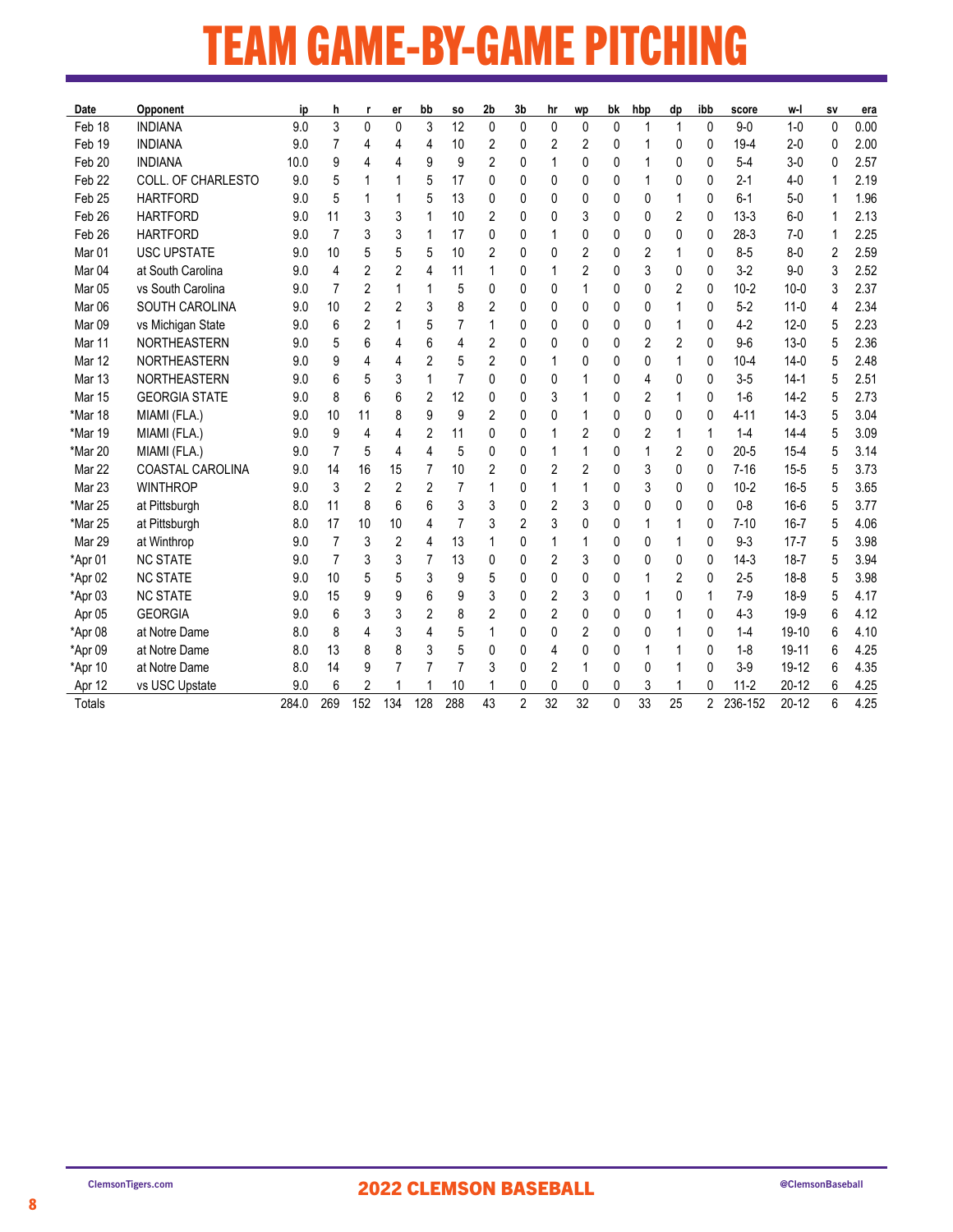# TEAM GAME-BY-GAME PITCHING

| Date | Opponent | ip | h | r | er | bb | so | 2b | 3b | hr | wp | bk | hbp | dp | ibb | score | w-l | sv | era |
|---|---|---|---|---|---|---|---|---|---|---|---|---|---|---|---|---|---|---|---|
| Feb 18 | INDIANA | 9.0 | 3 | 0 | 0 | 3 | 12 | 0 | 0 | 0 | 0 | 0 | 1 | 1 | 0 | 9-0 | 1-0 | 0 | 0.00 |
| Feb 19 | INDIANA | 9.0 | 7 | 4 | 4 | 4 | 10 | 2 | 0 | 2 | 2 | 0 | 1 | 0 | 0 | 19-4 | 2-0 | 0 | 2.00 |
| Feb 20 | INDIANA | 10.0 | 9 | 4 | 4 | 9 | 9 | 2 | 0 | 1 | 0 | 0 | 1 | 0 | 0 | 5-4 | 3-0 | 0 | 2.57 |
| Feb 22 | COLL. OF CHARLESTO | 9.0 | 5 | 1 | 1 | 5 | 17 | 0 | 0 | 0 | 0 | 0 | 1 | 0 | 0 | 2-1 | 4-0 | 1 | 2.19 |
| Feb 25 | HARTFORD | 9.0 | 5 | 1 | 1 | 5 | 13 | 0 | 0 | 0 | 0 | 0 | 0 | 1 | 0 | 6-1 | 5-0 | 1 | 1.96 |
| Feb 26 | HARTFORD | 9.0 | 11 | 3 | 3 | 1 | 10 | 2 | 0 | 0 | 3 | 0 | 0 | 2 | 0 | 13-3 | 6-0 | 1 | 2.13 |
| Feb 26 | HARTFORD | 9.0 | 7 | 3 | 3 | 1 | 17 | 0 | 0 | 1 | 0 | 0 | 0 | 0 | 0 | 28-3 | 7-0 | 1 | 2.25 |
| Mar 01 | USC UPSTATE | 9.0 | 10 | 5 | 5 | 5 | 10 | 2 | 0 | 0 | 2 | 0 | 2 | 1 | 0 | 8-5 | 8-0 | 2 | 2.59 |
| Mar 04 | at South Carolina | 9.0 | 4 | 2 | 2 | 4 | 11 | 1 | 0 | 1 | 2 | 0 | 3 | 0 | 0 | 3-2 | 9-0 | 3 | 2.52 |
| Mar 05 | vs South Carolina | 9.0 | 7 | 2 | 1 | 1 | 5 | 0 | 0 | 0 | 1 | 0 | 0 | 2 | 0 | 10-2 | 10-0 | 3 | 2.37 |
| Mar 06 | SOUTH CAROLINA | 9.0 | 10 | 2 | 2 | 3 | 8 | 2 | 0 | 0 | 0 | 0 | 0 | 1 | 0 | 5-2 | 11-0 | 4 | 2.34 |
| Mar 09 | vs Michigan State | 9.0 | 6 | 2 | 1 | 5 | 7 | 1 | 0 | 0 | 0 | 0 | 0 | 1 | 0 | 4-2 | 12-0 | 5 | 2.23 |
| Mar 11 | NORTHEASTERN | 9.0 | 5 | 6 | 4 | 6 | 4 | 2 | 0 | 0 | 0 | 0 | 2 | 2 | 0 | 9-6 | 13-0 | 5 | 2.36 |
| Mar 12 | NORTHEASTERN | 9.0 | 9 | 4 | 4 | 2 | 5 | 2 | 0 | 1 | 0 | 0 | 0 | 1 | 0 | 10-4 | 14-0 | 5 | 2.48 |
| Mar 13 | NORTHEASTERN | 9.0 | 6 | 5 | 3 | 1 | 7 | 0 | 0 | 0 | 1 | 0 | 4 | 0 | 0 | 3-5 | 14-1 | 5 | 2.51 |
| Mar 15 | GEORGIA STATE | 9.0 | 8 | 6 | 6 | 2 | 12 | 0 | 0 | 3 | 1 | 0 | 2 | 1 | 0 | 1-6 | 14-2 | 5 | 2.73 |
| *Mar 18 | MIAMI (FLA.) | 9.0 | 10 | 11 | 8 | 9 | 9 | 2 | 0 | 0 | 1 | 0 | 0 | 0 | 0 | 4-11 | 14-3 | 5 | 3.04 |
| *Mar 19 | MIAMI (FLA.) | 9.0 | 9 | 4 | 4 | 2 | 11 | 0 | 0 | 1 | 2 | 0 | 2 | 1 | 1 | 1-4 | 14-4 | 5 | 3.09 |
| *Mar 20 | MIAMI (FLA.) | 9.0 | 7 | 5 | 4 | 4 | 5 | 0 | 0 | 1 | 1 | 0 | 1 | 2 | 0 | 20-5 | 15-4 | 5 | 3.14 |
| Mar 22 | COASTAL CAROLINA | 9.0 | 14 | 16 | 15 | 7 | 10 | 2 | 0 | 2 | 2 | 0 | 3 | 0 | 0 | 7-16 | 15-5 | 5 | 3.73 |
| Mar 23 | WINTHROP | 9.0 | 3 | 2 | 2 | 2 | 7 | 1 | 0 | 1 | 1 | 0 | 3 | 0 | 0 | 10-2 | 16-5 | 5 | 3.65 |
| *Mar 25 | at Pittsburgh | 8.0 | 11 | 8 | 6 | 6 | 3 | 3 | 0 | 2 | 3 | 0 | 0 | 0 | 0 | 0-8 | 16-6 | 5 | 3.77 |
| *Mar 25 | at Pittsburgh | 8.0 | 17 | 10 | 10 | 4 | 7 | 3 | 2 | 3 | 0 | 0 | 1 | 1 | 0 | 7-10 | 16-7 | 5 | 4.06 |
| Mar 29 | at Winthrop | 9.0 | 7 | 3 | 2 | 4 | 13 | 1 | 0 | 1 | 1 | 0 | 0 | 1 | 0 | 9-3 | 17-7 | 5 | 3.98 |
| *Apr 01 | NC STATE | 9.0 | 7 | 3 | 3 | 7 | 13 | 0 | 0 | 2 | 3 | 0 | 0 | 0 | 0 | 14-3 | 18-7 | 5 | 3.94 |
| *Apr 02 | NC STATE | 9.0 | 10 | 5 | 5 | 3 | 9 | 5 | 0 | 0 | 0 | 0 | 1 | 2 | 0 | 2-5 | 18-8 | 5 | 3.98 |
| *Apr 03 | NC STATE | 9.0 | 15 | 9 | 9 | 6 | 9 | 3 | 0 | 2 | 3 | 0 | 1 | 0 | 1 | 7-9 | 18-9 | 5 | 4.17 |
| Apr 05 | GEORGIA | 9.0 | 6 | 3 | 3 | 2 | 8 | 2 | 0 | 2 | 0 | 0 | 0 | 1 | 0 | 4-3 | 19-9 | 6 | 4.12 |
| *Apr 08 | at Notre Dame | 8.0 | 8 | 4 | 3 | 4 | 5 | 1 | 0 | 0 | 2 | 0 | 0 | 1 | 0 | 1-4 | 19-10 | 6 | 4.10 |
| *Apr 09 | at Notre Dame | 8.0 | 13 | 8 | 8 | 3 | 5 | 0 | 0 | 4 | 0 | 0 | 1 | 1 | 0 | 1-8 | 19-11 | 6 | 4.25 |
| *Apr 10 | at Notre Dame | 8.0 | 14 | 9 | 7 | 7 | 7 | 3 | 0 | 2 | 1 | 0 | 0 | 1 | 0 | 3-9 | 19-12 | 6 | 4.35 |
| Apr 12 | vs USC Upstate | 9.0 | 6 | 2 | 1 | 1 | 10 | 1 | 0 | 0 | 0 | 0 | 3 | 1 | 0 | 11-2 | 20-12 | 6 | 4.25 |
| Totals | | 284.0 | 269 | 152 | 134 | 128 | 288 | 43 | 2 | 32 | 32 | 0 | 33 | 25 | 2 | 236-152 | 20-12 | 6 | 4.25 |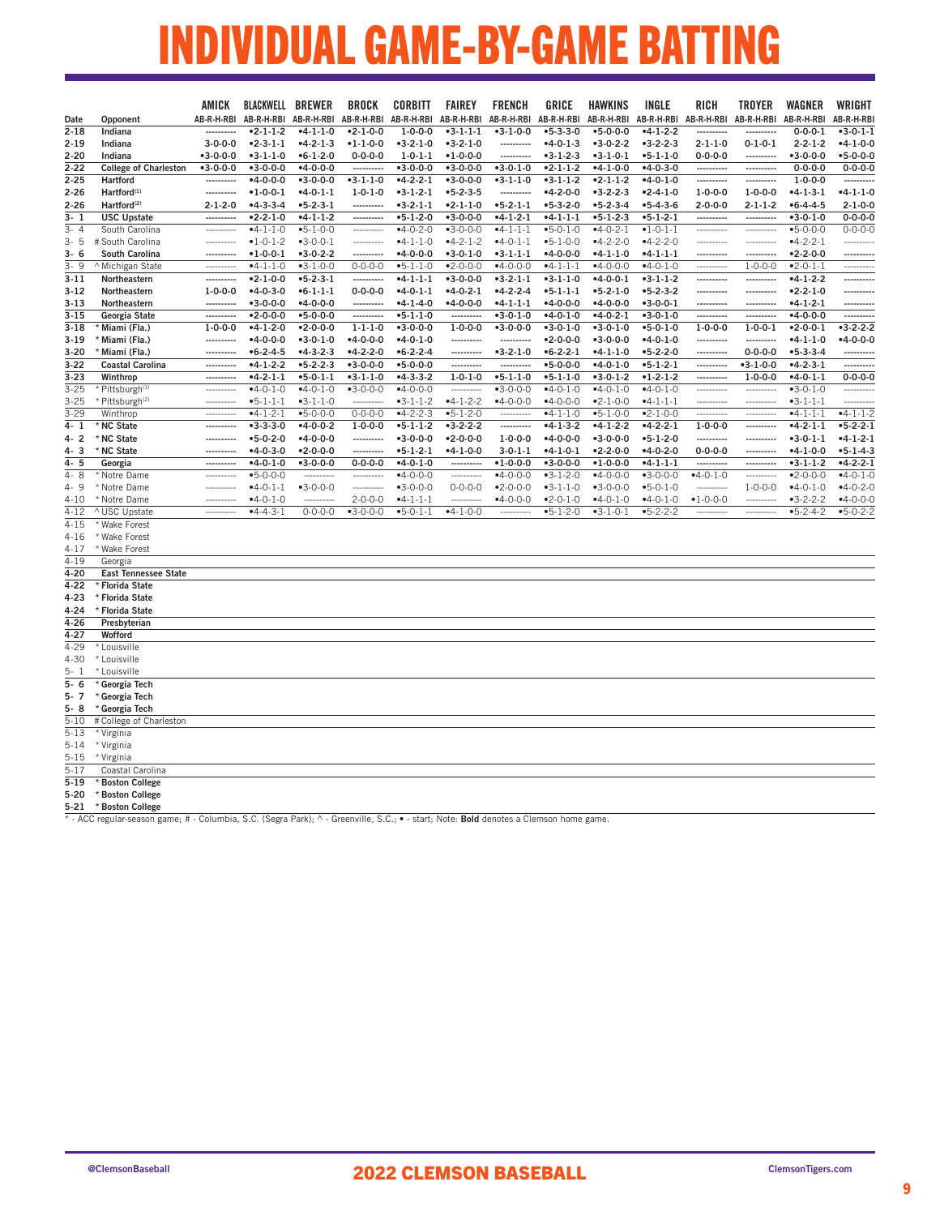# INDIVIDUAL GAME-BY-GAME BATTING

| Date | Opponent | AMICK AB-R-H-RBI | BLACKWELL AB-R-H-RBI | BREWER AB-R-H-RBI | BROCK AB-R-H-RBI | CORBITT AB-R-H-RBI | FAIREY AB-R-H-RBI | FRENCH AB-R-H-RBI | GRICE AB-R-H-RBI | HAWKINS AB-R-H-RBI | INGLE AB-R-H-RBI | RICH AB-R-H-RBI | TROYER AB-R-H-RBI | WAGNER AB-R-H-RBI | WRIGHT AB-R-H-RBI |
|---|---|---|---|---|---|---|---|---|---|---|---|---|---|---|---|
| **2-18** | **Indiana** | ---------- | •2-1-1-2 | •4-1-1-0 | •2-1-0-0 | 1-0-0-0 | •3-1-1-1 | •3-1-0-0 | •5-3-3-0 | •5-0-0-0 | •4-1-2-2 | ---------- | ---------- | 0-0-0-1 | •3-0-1-1 |
| **2-19** | **Indiana** | 3-0-0-0 | •2-3-1-1 | •4-2-1-3 | •1-1-0-0 | •3-2-1-0 | •3-2-1-0 | ---------- | •4-0-1-3 | •3-0-2-2 | •3-2-2-3 | 2-1-1-0 | 0-1-0-1 | 2-2-1-2 | •4-1-0-0 |
| **2-20** | **Indiana** | •3-0-0-0 | •3-1-1-0 | •6-1-2-0 | 0-0-0-0 | 1-0-1-1 | •1-0-0-0 | ---------- | •3-1-2-3 | •3-1-0-1 | •5-1-1-0 | 0-0-0-0 | ---------- | •3-0-0-0 | •5-0-0-0 |
| **2-22** | **College of Charleston** | •3-0-0-0 | •3-0-0-0 | •4-0-0-0 | ---------- | •3-0-0-0 | •3-0-0-0 | •3-0-1-0 | •2-1-1-2 | •4-1-0-0 | •4-0-3-0 | ---------- | ---------- | 0-0-0-0 | 0-0-0-0 |
| **2-25** | **Hartford** | ---------- | •4-0-0-0 | •3-0-0-0 | •3-1-1-0 | •4-2-2-1 | •3-0-0-0 | •3-1-1-0 | •3-1-1-2 | •2-1-1-2 | •4-0-1-0 | ---------- | ---------- | 1-0-0-0 | ---------- |
| **2-26** | **Hartford(1)** | ---------- | •1-0-0-1 | •4-0-1-1 | 1-0-1-0 | •3-1-2-1 | •5-2-3-5 | ---------- | •4-2-0-0 | •3-2-2-3 | •2-4-1-0 | 1-0-0-0 | 1-0-0-0 | •4-1-3-1 | •4-1-1-0 |
| **2-26** | **Hartford(2)** | 2-1-2-0 | •4-3-3-4 | •5-2-3-1 | ---------- | •3-2-1-1 | •2-1-1-0 | •5-2-1-1 | •5-3-2-0 | •5-2-3-4 | •5-4-3-6 | 2-0-0-0 | 2-1-1-2 | •6-4-4-5 | 2-1-0-0 |
| **3- 1** | **USC Upstate** | ---------- | •2-2-1-0 | •4-1-1-2 | ---------- | •5-1-2-0 | •3-0-0-0 | •4-1-2-1 | •4-1-1-1 | •5-1-2-3 | •5-1-2-1 | ---------- | ---------- | •3-0-1-0 | 0-0-0-0 |
| 3- 4 | South Carolina | ---------- | •4-1-1-0 | •5-1-0-0 | ---------- | •4-0-2-0 | •3-0-0-0 | •4-1-1-1 | •5-0-1-0 | •4-0-2-1 | •1-0-1-1 | ---------- | ---------- | •5-0-0-0 | 0-0-0-0 |
| 3- 5 | # South Carolina | ---------- | •1-0-1-2 | •3-0-0-1 | ---------- | •4-1-1-0 | •4-2-1-2 | •4-0-1-1 | •5-1-0-0 | •4-2-2-0 | •4-2-2-0 | ---------- | ---------- | •4-2-2-1 | ---------- |
| **3- 6** | **South Carolina** | ---------- | •1-0-0-1 | •3-0-2-2 | ---------- | •4-0-0-0 | •3-0-1-0 | •3-1-1-1 | •4-0-0-0 | •4-1-1-0 | •4-1-1-1 | ---------- | ---------- | •2-2-0-0 | ---------- |
| 3- 9 | ^ Michigan State | ---------- | •4-1-1-0 | •3-1-0-0 | 0-0-0-0 | •5-1-1-0 | •2-0-0-0 | •4-0-0-0 | •4-1-1-1 | •4-0-0-0 | •4-0-1-0 | ---------- | 1-0-0-0 | •2-0-1-1 | ---------- |
| **3-11** | **Northeastern** | ---------- | •2-1-0-0 | •5-2-3-1 | ---------- | •4-1-1-1 | •3-0-0-0 | •3-2-1-1 | •3-1-1-0 | •4-0-0-1 | •3-1-1-2 | ---------- | ---------- | •4-1-2-2 | ---------- |
| **3-12** | **Northeastern** | 1-0-0-0 | •4-0-3-0 | •6-1-1-1 | 0-0-0-0 | •4-0-1-1 | •4-0-2-1 | •4-2-2-4 | •5-1-1-1 | •5-2-1-0 | •5-2-3-2 | ---------- | ---------- | •2-2-1-0 | ---------- |
| **3-13** | **Northeastern** | ---------- | •3-0-0-0 | •4-0-0-0 | ---------- | •4-1-4-0 | •4-0-0-0 | •4-1-1-1 | •4-0-0-0 | •4-0-0-0 | •3-0-0-1 | ---------- | ---------- | •4-1-2-1 | ---------- |
| **3-15** | **Georgia State** | ---------- | •2-0-0-0 | •5-0-0-0 | ---------- | •5-1-1-0 | ---------- | •3-0-1-0 | •4-0-1-0 | •4-0-2-1 | •3-0-1-0 | ---------- | ---------- | •4-0-0-0 | ---------- |
| **3-18** | *** Miami (Fla.)** | 1-0-0-0 | •4-1-2-0 | •2-0-0-0 | 1-1-1-0 | •3-0-0-0 | 1-0-0-0 | •3-0-0-0 | •3-0-1-0 | •3-0-1-0 | •5-0-1-0 | 1-0-0-0 | 1-0-0-1 | •2-0-0-1 | •3-2-2-2 |
| **3-19** | *** Miami (Fla.)** | ---------- | •4-0-0-0 | •3-0-1-0 | •4-0-0-0 | •4-0-1-0 | ---------- | ---------- | •2-0-0-0 | •3-0-0-0 | •4-0-1-0 | ---------- | ---------- | •4-1-1-0 | •4-0-0-0 |
| **3-20** | *** Miami (Fla.)** | ---------- | •6-2-4-5 | •4-3-2-3 | •4-2-2-0 | •6-2-2-4 | ---------- | •3-2-1-0 | •6-2-2-1 | •4-1-1-0 | •5-2-2-0 | ---------- | 0-0-0-0 | •5-3-3-4 | ---------- |
| **3-22** | **Coastal Carolina** | ---------- | •4-1-2-2 | •5-2-2-3 | •3-0-0-0 | •5-0-0-0 | ---------- | ---------- | •5-0-0-0 | •4-0-1-0 | •5-1-2-1 | ---------- | •3-1-0-0 | •4-2-3-1 | ---------- |
| **3-23** | **Winthrop** | ---------- | •4-2-1-1 | •5-0-1-1 | •3-1-1-0 | •4-3-3-2 | 1-0-1-0 | •5-1-1-0 | •5-1-1-0 | •3-0-1-2 | •1-2-1-2 | ---------- | 1-0-0-0 | •4-0-1-1 | 0-0-0-0 |
| 3-25 | * Pittsburgh(1) | ---------- | •4-0-1-0 | •4-0-1-0 | •3-0-0-0 | •4-0-0-0 | ---------- | •3-0-0-0 | •4-0-1-0 | •4-0-1-0 | •4-0-1-0 | ---------- | ---------- | •3-0-1-0 | ---------- |
| 3-25 | * Pittsburgh(2) | ---------- | •5-1-1-1 | •3-1-1-0 | ---------- | •3-1-1-2 | •4-1-2-2 | •4-0-0-0 | •4-0-0-0 | •2-1-0-0 | •4-1-1-1 | ---------- | ---------- | •3-1-1-1 | ---------- |
| 3-29 | Winthrop | ---------- | •4-1-2-1 | •5-0-0-0 | 0-0-0-0 | •4-2-2-3 | •5-1-2-0 | ---------- | •4-1-1-0 | •5-1-0-0 | •2-1-0-0 | ---------- | ---------- | •4-1-1-1 | •4-1-1-2 |
| **4- 1** | *** NC State** | ---------- | •3-3-3-0 | •4-0-0-2 | 1-0-0-0 | •5-1-1-2 | •3-2-2-2 | ---------- | •4-1-3-2 | •4-1-2-2 | •4-2-2-1 | 1-0-0-0 | ---------- | •4-2-1-1 | •5-2-2-1 |
| **4- 2** | *** NC State** | ---------- | •5-0-2-0 | •4-0-0-0 | ---------- | •3-0-0-0 | •2-0-0-0 | 1-0-0-0 | •4-0-0-0 | •3-0-0-0 | •5-1-2-0 | ---------- | ---------- | •3-0-1-1 | •4-1-2-1 |
| **4- 3** | *** NC State** | ---------- | •4-0-3-0 | •2-0-0-0 | ---------- | •5-1-2-1 | •4-1-0-0 | 3-0-1-1 | •4-1-0-1 | •2-2-0-0 | •4-0-2-0 | 0-0-0-0 | ---------- | •4-1-0-0 | •5-1-4-3 |
| **4- 5** | **Georgia** | ---------- | •4-0-1-0 | •3-0-0-0 | 0-0-0-0 | •4-0-1-0 | ---------- | •1-0-0-0 | •3-0-0-0 | •1-0-0-0 | •4-1-1-1 | ---------- | ---------- | •3-1-1-2 | •4-2-2-1 |
| 4- 8 | * Notre Dame | ---------- | •5-0-0-0 | ---------- | ---------- | •4-0-0-0 | ---------- | •4-0-0-0 | •3-1-2-0 | •4-0-0-0 | •3-0-0-0 | •4-0-1-0 | ---------- | •2-0-0-0 | •4-0-1-0 |
| 4- 9 | * Notre Dame | ---------- | •4-0-1-1 | •3-0-0-0 | ---------- | •3-0-0-0 | 0-0-0-0 | •2-0-0-0 | •3-1-1-0 | •3-0-0-0 | •5-0-1-0 | ---------- | 1-0-0-0 | •4-0-1-0 | •4-0-2-0 |
| 4-10 | * Notre Dame | ---------- | •4-0-1-0 | ---------- | 2-0-0-0 | •4-1-1-1 | ---------- | •4-0-0-0 | •2-0-1-0 | •4-0-1-0 | •4-0-1-0 | •1-0-0-0 | ---------- | •3-2-2-2 | •4-0-0-0 |
| 4-12 | ^ USC Upstate | ---------- | •4-4-3-1 | 0-0-0-0 | •3-0-0-0 | •5-0-1-1 | •4-1-0-0 | ---------- | •5-1-2-0 | •3-1-0-1 | •5-2-2-2 | ---------- | ---------- | •5-2-4-2 | •5-0-2-2 |
| 4-15 | * Wake Forest | | | | | | | | | | | | | | |
| 4-16 | * Wake Forest | | | | | | | | | | | | | | |
| 4-17 | * Wake Forest | | | | | | | | | | | | | | |
| 4-19 | Georgia | | | | | | | | | | | | | | |
| **4-20** | **East Tennessee State** | | | | | | | | | | | | | | |
| **4-22** | *** Florida State** | | | | | | | | | | | | | | |
| **4-23** | *** Florida State** | | | | | | | | | | | | | | |
| **4-24** | *** Florida State** | | | | | | | | | | | | | | |
| **4-26** | **Presbyterian** | | | | | | | | | | | | | | |
| **4-27** | **Wofford** | | | | | | | | | | | | | | |
| 4-29 | * Louisville | | | | | | | | | | | | | | |
| 4-30 | * Louisville | | | | | | | | | | | | | | |
| 5- 1 | * Louisville | | | | | | | | | | | | | | |
| **5- 6** | *** Georgia Tech** | | | | | | | | | | | | | | |
| **5- 7** | *** Georgia Tech** | | | | | | | | | | | | | | |
| **5- 8** | *** Georgia Tech** | | | | | | | | | | | | | | |
| 5-10 | # College of Charleston | | | | | | | | | | | | | | |
| 5-13 | * Virginia | | | | | | | | | | | | | | |
| 5-14 | * Virginia | | | | | | | | | | | | | | |
| 5-15 | * Virginia | | | | | | | | | | | | | | |
| 5-17 | Coastal Carolina | | | | | | | | | | | | | | |
| **5-19** | *** Boston College** | | | | | | | | | | | | | | |
| **5-20** | *** Boston College** | | | | | | | | | | | | | | |
| **5-21** | *** Boston College** | | | | | | | | | | | | | | |

* - ACC regular-season game; # - Columbia, S.C. (Segra Park); ^ - Greenville, S.C.; • - start; Note: **Bold** denotes a Clemson home game.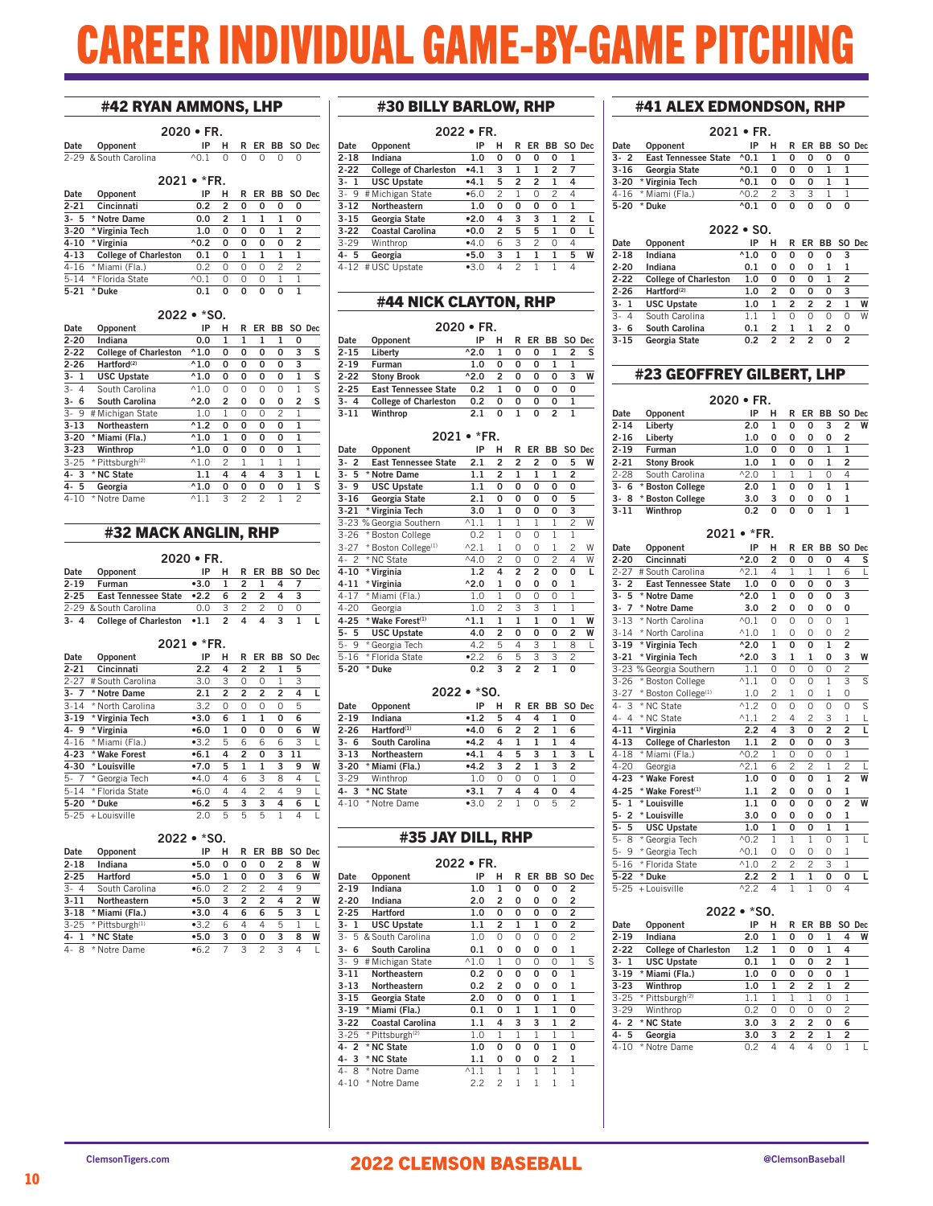# CAREER INDIVIDUAL GAME-BY-GAME PITCHING

## #42 RYAN AMMONS, LHP

### 2020 • FR.

| Date | Opponent | IP | H | R | ER | BB | SO | Dec |
|---|---|---|---|---|---|---|---|---|
| 2-29 | & South Carolina | ^0.1 | 0 | 0 | 0 | 0 | 0 | |

### 2021 • *FR.

| Date | Opponent | IP | H | R | ER | BB | SO | Dec |
|---|---|---|---|---|---|---|---|---|
| 2-21 | Cincinnati | 0.2 | 2 | 0 | 0 | 0 | 0 | |
| 3- 5 | * Notre Dame | 0.0 | 2 | 1 | 1 | 1 | 0 | |
| 3-20 | * Virginia Tech | 1.0 | 0 | 0 | 0 | 1 | 2 | |
| 4-10 | * Virginia | ^0.2 | 0 | 0 | 0 | 0 | 2 | |
| 4-13 | College of Charleston | 0.1 | 0 | 1 | 1 | 1 | 1 | |
| 4-16 | * Miami (Fla.) | 0.2 | 0 | 0 | 0 | 2 | 2 | |
| 5-14 | * Florida State | ^0.1 | 0 | 0 | 0 | 1 | 1 | |
| 5-21 | * Duke | 0.1 | 0 | 0 | 0 | 0 | 1 | |

### 2022 • *SO.

| Date | Opponent | IP | H | R | ER | BB | SO | Dec |
|---|---|---|---|---|---|---|---|---|
| 2-20 | Indiana | 0.0 | 1 | 1 | 1 | 1 | 0 | |
| 2-22 | College of Charleston | ^1.0 | 0 | 0 | 0 | 0 | 3 | S |
| 2-26 | Hartford[2] | ^1.0 | 0 | 0 | 0 | 0 | 3 | |
| 3- 1 | USC Upstate | ^1.0 | 0 | 0 | 0 | 0 | 1 | S |
| 3- 4 | South Carolina | ^1.0 | 0 | 0 | 0 | 0 | 1 | S |
| 3- 6 | South Carolina | ^2.0 | 2 | 0 | 0 | 0 | 2 | S |
| 3- 9 | # Michigan State | 1.0 | 1 | 0 | 0 | 2 | 1 | |
| 3-13 | Northeastern | ^1.2 | 0 | 0 | 0 | 0 | 1 | |
| 3-20 | * Miami (Fla.) | ^1.0 | 1 | 0 | 0 | 0 | 1 | |
| 3-23 | Winthrop | ^1.0 | 0 | 0 | 0 | 0 | 1 | |
| 3-25 | * Pittsburgh[2] | ^1.0 | 2 | 1 | 1 | 1 | 1 | |
| 4- 3 | * NC State | 1.1 | 4 | 4 | 4 | 3 | 1 | L |
| 4- 5 | Georgia | ^1.0 | 0 | 0 | 0 | 0 | 1 | S |
| 4-10 | * Notre Dame | ^1.1 | 3 | 2 | 2 | 1 | 2 | |

## #32 MACK ANGLIN, RHP

### 2020 • FR.

| Date | Opponent | IP | H | R | ER | BB | SO | Dec |
|---|---|---|---|---|---|---|---|---|
| 2-19 | Furman | •3.0 | 1 | 2 | 1 | 4 | 7 | |
| 2-25 | East Tennessee State | •2.2 | 6 | 2 | 2 | 4 | 3 | |
| 2-29 | & South Carolina | 0.0 | 3 | 2 | 2 | 0 | 0 | |
| 3- 4 | College of Charleston | •1.1 | 2 | 4 | 4 | 3 | 1 | L |

### 2021 • *FR.

| Date | Opponent | IP | H | R | ER | BB | SO | Dec |
|---|---|---|---|---|---|---|---|---|
| 2-21 | Cincinnati | 2.2 | 4 | 2 | 2 | 1 | 5 | |
| 2-27 | # South Carolina | 3.0 | 3 | 0 | 0 | 1 | 3 | |
| 3- 7 | * Notre Dame | 2.1 | 2 | 2 | 2 | 2 | 4 | L |
| 3-14 | * North Carolina | 3.2 | 0 | 0 | 0 | 0 | 5 | |
| 3-19 | * Virginia Tech | •3.0 | 6 | 1 | 1 | 0 | 6 | |
| 4- 9 | * Virginia | •6.0 | 1 | 0 | 0 | 0 | 6 | W |
| 4-16 | * Miami (Fla.) | •3.2 | 5 | 6 | 6 | 3 | L | |
| 4-23 | * Wake Forest | •6.1 | 4 | 2 | 0 | 3 | 11 | |
| 4-30 | * Louisville | •7.0 | 5 | 1 | 1 | 3 | 9 | W |
| 5- 7 | * Georgia Tech | •4.0 | 4 | 6 | 3 | 8 | 4 | L |
| 5-14 | * Florida State | •6.0 | 4 | 4 | 2 | 4 | 9 | L |
| 5-20 | * Duke | •6.2 | 5 | 3 | 3 | 4 | 6 | L |
| 5-25 | + Louisville | 2.0 | 5 | 5 | 5 | 1 | 4 | L |

### 2022 • *SO.

| Date | Opponent | IP | H | R | ER | BB | SO | Dec |
|---|---|---|---|---|---|---|---|---|
| 2-18 | Indiana | •5.0 | 0 | 0 | 0 | 2 | 8 | W |
| 2-25 | Hartford | •5.0 | 1 | 0 | 0 | 3 | 6 | W |
| 3- 4 | South Carolina | •6.0 | 2 | 2 | 2 | 4 | 9 | |
| 3-11 | Northeastern | •5.0 | 3 | 2 | 2 | 4 | 2 | W |
| 3-18 | * Miami (Fla.) | •3.0 | 4 | 6 | 6 | 5 | 3 | L |
| 3-25 | * Pittsburgh[1] | •3.2 | 6 | 4 | 4 | 5 | 1 | L |
| 4- 1 | * NC State | •5.0 | 3 | 0 | 0 | 3 | 8 | W |
| 4- 8 | * Notre Dame | •6.2 | 7 | 3 | 2 | 3 | 4 | L |

## #30 BILLY BARLOW, RHP

### 2022 • FR.

| Date | Opponent | IP | H | R | ER | BB | SO | Dec |
|---|---|---|---|---|---|---|---|---|
| 2-18 | Indiana | 1.0 | 0 | 0 | 0 | 0 | 1 | |
| 2-22 | College of Charleston | •4.1 | 3 | 1 | 1 | 2 | 7 | |
| 3- 1 | USC Upstate | •4.1 | 5 | 2 | 2 | 1 | 4 | |
| 3- 9 | # Michigan State | •6.0 | 2 | 1 | 0 | 2 | 4 | |
| 3-12 | Northeastern | 1.0 | 0 | 0 | 0 | 0 | 1 | |
| 3-15 | Georgia State | •2.0 | 4 | 3 | 3 | 1 | 2 | L |
| 3-22 | Coastal Carolina | •0.0 | 2 | 5 | 5 | 1 | 0 | L |
| 3-29 | Winthrop | •4.0 | 6 | 3 | 2 | 0 | 4 | |
| 4- 5 | Georgia | •5.0 | 3 | 1 | 1 | 1 | 5 | W |
| 4-12 | # USC Upstate | •3.0 | 4 | 2 | 1 | 1 | 4 | |

## #44 NICK CLAYTON, RHP

### 2020 • FR.

| Date | Opponent | IP | H | R | ER | BB | SO | Dec |
|---|---|---|---|---|---|---|---|---|
| 2-15 | Liberty | ^2.0 | 1 | 0 | 0 | 1 | 2 | S |
| 2-19 | Furman | 1.0 | 0 | 0 | 0 | 1 | 1 | |
| 2-22 | Stony Brook | ^2.0 | 2 | 0 | 0 | 0 | 3 | W |
| 2-25 | East Tennessee State | 0.2 | 1 | 0 | 0 | 0 | 0 | |
| 3- 4 | College of Charleston | 0.2 | 0 | 0 | 0 | 0 | 1 | |
| 3-11 | Winthrop | 2.1 | 0 | 1 | 0 | 2 | 1 | |

### 2021 • *FR.

| Date | Opponent | IP | H | R | ER | BB | SO | Dec |
|---|---|---|---|---|---|---|---|---|
| 3- 2 | East Tennessee State | 2.1 | 2 | 2 | 2 | 0 | 5 | W |
| 3- 5 | * Notre Dame | 1.1 | 2 | 1 | 1 | 1 | 2 | |
| 3- 9 | USC Upstate | 1.1 | 0 | 0 | 0 | 0 | 0 | |
| 3-16 | Georgia State | 2.1 | 0 | 0 | 0 | 0 | 5 | |
| 3-21 | * Virginia Tech | 3.0 | 1 | 0 | 0 | 0 | 3 | |
| 3-23 | % Georgia Southern | ^1.1 | 1 | 1 | 1 | 1 | 2 | W |
| 3-26 | * Boston College | 0.2 | 1 | 0 | 0 | 1 | 1 | |
| 3-27 | * Boston College[1] | ^2.1 | 1 | 0 | 0 | 1 | 2 | W |
| 4- 2 | * NC State | ^4.0 | 2 | 0 | 0 | 2 | 4 | W |
| 4-10 | * Virginia | 1.2 | 4 | 2 | 2 | 0 | 0 | L |
| 4-11 | * Virginia | ^2.0 | 1 | 0 | 0 | 0 | 1 | |
| 4-17 | * Miami (Fla.) | 1.0 | 1 | 0 | 0 | 0 | 1 | |
| 4-20 | Georgia | 1.0 | 2 | 3 | 3 | 1 | 1 | |
| 4-25 | * Wake Forest[1] | ^1.1 | 1 | 1 | 1 | 0 | 1 | W |
| 5- 5 | USC Upstate | 4.0 | 2 | 0 | 0 | 0 | 2 | W |
| 5- 9 | * Georgia Tech | •2.2 | 6 | 5 | 3 | 1 | 8 | L |
| 5-16 | * Florida State | •2.2 | 6 | 5 | 3 | 3 | 2 | |
| 5-20 | * Duke | 0.2 | 3 | 2 | 2 | 1 | 0 | |

### 2022 • *SO.

| Date | Opponent | IP | H | R | ER | BB | SO | Dec |
|---|---|---|---|---|---|---|---|---|
| 2-19 | Indiana | •1.2 | 5 | 4 | 4 | 1 | 0 | |
| 2-26 | Hartford[1] | •4.0 | 6 | 2 | 2 | 1 | 6 | |
| 3- 6 | South Carolina | •4.2 | 4 | 1 | 1 | 1 | 4 | |
| 3-13 | Northeastern | •4.1 | 4 | 5 | 3 | 1 | 3 | L |
| 3-20 | * Miami (Fla.) | •4.2 | 3 | 2 | 1 | 3 | 2 | |
| 3-29 | Winthrop | 1.0 | 0 | 0 | 0 | 1 | 0 | |
| 4- 3 | * NC State | •3.1 | 7 | 4 | 4 | 0 | 4 | |
| 4-10 | * Notre Dame | •3.0 | 2 | 1 | 0 | 5 | 2 | |

## #35 JAY DILL, RHP

### 2022 • FR.

| Date | Opponent | IP | H | R | ER | BB | SO | Dec |
|---|---|---|---|---|---|---|---|---|
| 2-19 | Indiana | 1.0 | 1 | 0 | 0 | 0 | 2 | |
| 2-20 | Indiana | 2.0 | 2 | 0 | 0 | 0 | 2 | |
| 2-25 | Hartford | 1.0 | 0 | 0 | 0 | 0 | 2 | |
| 3- 1 | USC Upstate | 1.1 | 2 | 1 | 1 | 0 | 2 | |
| 3- 5 | & South Carolina | 1.0 | 0 | 0 | 0 | 0 | 2 | |
| 3- 6 | South Carolina | 0.1 | 0 | 0 | 0 | 0 | 1 | |
| 3- 9 | # Michigan State | ^1.0 | 1 | 0 | 0 | 0 | 1 | S |
| 3-11 | Northeastern | 0.2 | 0 | 0 | 0 | 0 | 1 | |
| 3-13 | Northeastern | 0.2 | 2 | 0 | 0 | 0 | 1 | |
| 3-15 | Georgia State | 2.0 | 0 | 0 | 0 | 1 | 1 | |
| 3-19 | * Miami (Fla.) | 0.1 | 0 | 1 | 1 | 1 | 0 | |
| 3-22 | Coastal Carolina | 1.1 | 4 | 3 | 3 | 1 | 2 | |
| 3-25 | * Pittsburgh[2] | 1.0 | 1 | 1 | 1 | 1 | 1 | |
| 4- 2 | * NC State | 1.0 | 0 | 0 | 0 | 1 | 0 | |
| 4- 3 | * NC State | 1.1 | 0 | 0 | 0 | 2 | 1 | |
| 4- 8 | * Notre Dame | ^1.1 | 1 | 1 | 1 | 1 | 1 | |
| 4-10 | * Notre Dame | 2.2 | 2 | 1 | 1 | 1 | 1 | |

## #41 ALEX EDMONDSON, RHP

### 2021 • FR.

| Date | Opponent | IP | H | R | ER | BB | SO | Dec |
|---|---|---|---|---|---|---|---|---|
| 3- 2 | East Tennessee State | ^0.1 | 1 | 0 | 0 | 0 | 0 | |
| 3-16 | Georgia State | ^0.1 | 0 | 0 | 0 | 1 | 1 | |
| 3-20 | * Virginia Tech | ^0.1 | 0 | 0 | 0 | 1 | 1 | |
| 4-16 | * Miami (Fla.) | ^0.2 | 2 | 3 | 3 | 1 | 1 | |
| 5-20 | * Duke | ^0.1 | 0 | 0 | 0 | 0 | 0 | |

### 2022 • SO.

| Date | Opponent | IP | H | R | ER | BB | SO | Dec |
|---|---|---|---|---|---|---|---|---|
| 2-18 | Indiana | ^1.0 | 0 | 0 | 0 | 0 | 3 | |
| 2-20 | Indiana | 0.1 | 0 | 0 | 0 | 1 | 1 | |
| 2-22 | College of Charleston | 1.0 | 0 | 0 | 0 | 1 | 2 | |
| 2-26 | Hartford[2] | 1.0 | 2 | 0 | 0 | 0 | 3 | |
| 3- 1 | USC Upstate | 1.0 | 1 | 2 | 2 | 2 | 1 | W |
| 3- 4 | South Carolina | 1.1 | 1 | 0 | 0 | 0 | 0 | W |
| 3- 6 | South Carolina | 0.1 | 2 | 1 | 1 | 2 | 0 | |
| 3-15 | Georgia State | 0.2 | 2 | 2 | 2 | 0 | 2 | |

## #23 GEOFFREY GILBERT, LHP

### 2020 • FR.

| Date | Opponent | IP | H | R | ER | BB | SO | Dec |
|---|---|---|---|---|---|---|---|---|
| 2-14 | Liberty | 2.0 | 1 | 0 | 0 | 3 | 2 | W |
| 2-16 | Liberty | 1.0 | 0 | 0 | 0 | 0 | 2 | |
| 2-19 | Furman | 1.0 | 0 | 0 | 0 | 1 | 1 | |
| 2-21 | Stony Brook | 1.0 | 1 | 0 | 0 | 1 | 2 | |
| 2-28 | South Carolina | ^2.0 | 1 | 1 | 1 | 0 | 4 | |
| 3- 6 | * Boston College | 2.0 | 1 | 0 | 0 | 1 | 1 | |
| 3- 8 | * Boston College | 3.0 | 3 | 0 | 0 | 0 | 1 | |
| 3-11 | Winthrop | 0.2 | 0 | 0 | 0 | 1 | 1 | |

### 2021 • *FR.

| Date | Opponent | IP | H | R | ER | BB | SO | Dec |
|---|---|---|---|---|---|---|---|---|
| 2-20 | Cincinnati | ^2.0 | 2 | 0 | 0 | 0 | 4 | S |
| 2-27 | # South Carolina | ^2.1 | 4 | 1 | 1 | 1 | 6 | L |
| 3- 2 | East Tennessee State | 1.0 | 0 | 0 | 0 | 0 | 3 | |
| 3- 5 | * Notre Dame | ^2.0 | 1 | 0 | 0 | 0 | 3 | |
| 3- 7 | * Notre Dame | 3.0 | 2 | 0 | 0 | 0 | 0 | |
| 3-13 | * North Carolina | ^0.1 | 0 | 0 | 0 | 0 | 1 | |
| 3-14 | * North Carolina | ^1.0 | 1 | 0 | 0 | 0 | 2 | |
| 3-19 | * Virginia Tech | ^2.0 | 1 | 0 | 0 | 1 | 2 | |
| 3-21 | * Virginia Tech | ^2.0 | 3 | 1 | 1 | 0 | 3 | W |
| 3-23 | % Georgia Southern | 1.1 | 0 | 0 | 0 | 0 | 2 | |
| 3-26 | * Boston College | ^1.1 | 0 | 0 | 0 | 1 | 3 | S |
| 3-27 | * Boston College[1] | 1.0 | 2 | 1 | 0 | 1 | 0 | |
| 4- 3 | * NC State | ^1.2 | 0 | 0 | 0 | 0 | 0 | S |
| 4- 4 | * NC State | ^1.1 | 2 | 4 | 2 | 3 | 1 | L |
| 4-11 | * Virginia | 2.2 | 4 | 3 | 0 | 2 | 2 | L |
| 4-13 | College of Charleston | 1.1 | 2 | 0 | 0 | 0 | 3 | |
| 4-18 | * Miami (Fla.) | ^0.2 | 1 | 0 | 0 | 0 | 1 | |
| 4-20 | Georgia | ^2.1 | 6 | 2 | 2 | 1 | 2 | L |
| 4-23 | * Wake Forest | 1.0 | 0 | 0 | 0 | 1 | 2 | W |
| 4-25 | * Wake Forest[1] | 1.1 | 2 | 0 | 0 | 0 | 1 | |
| 5- 1 | * Louisville | 1.1 | 0 | 0 | 0 | 0 | 2 | W |
| 5- 2 | * Louisville | 3.0 | 0 | 0 | 0 | 0 | 1 | |
| 5- 5 | USC Upstate | 1.0 | 1 | 0 | 0 | 1 | 1 | |
| 5- 8 | * Georgia Tech | ^0.2 | 1 | 1 | 1 | 0 | 1 | L |
| 5- 9 | * Georgia Tech | ^0.1 | 0 | 0 | 0 | 0 | 1 | |
| 5-16 | * Florida State | ^1.0 | 2 | 2 | 2 | 3 | 1 | |
| 5-22 | * Duke | 2.2 | 2 | 1 | 1 | 0 | 0 | L |
| 5-25 | + Louisville | ^2.2 | 4 | 1 | 1 | 0 | 4 | |

### 2022 • *SO.

| Date | Opponent | IP | H | R | ER | BB | SO | Dec |
|---|---|---|---|---|---|---|---|---|
| 2-19 | Indiana | 2.0 | 1 | 0 | 0 | 1 | 4 | W |
| 2-22 | College of Charleston | 1.2 | 1 | 0 | 0 | 1 | 4 | |
| 3- 1 | USC Upstate | 0.1 | 1 | 0 | 0 | 2 | 1 | |
| 3-19 | * Miami (Fla.) | 1.0 | 0 | 0 | 0 | 0 | 1 | |
| 3-23 | Winthrop | 1.0 | 1 | 2 | 2 | 1 | 2 | |
| 3-25 | * Pittsburgh[2] | 1.1 | 1 | 1 | 1 | 0 | 1 | |
| 3-29 | Winthrop | 0.2 | 0 | 0 | 0 | 0 | 2 | |
| 4- 2 | * NC State | 3.0 | 3 | 2 | 2 | 0 | 6 | |
| 4- 5 | Georgia | 3.0 | 3 | 2 | 2 | 1 | 2 | |
| 4-10 | * Notre Dame | 0.2 | 4 | 4 | 4 | 0 | 1 | L |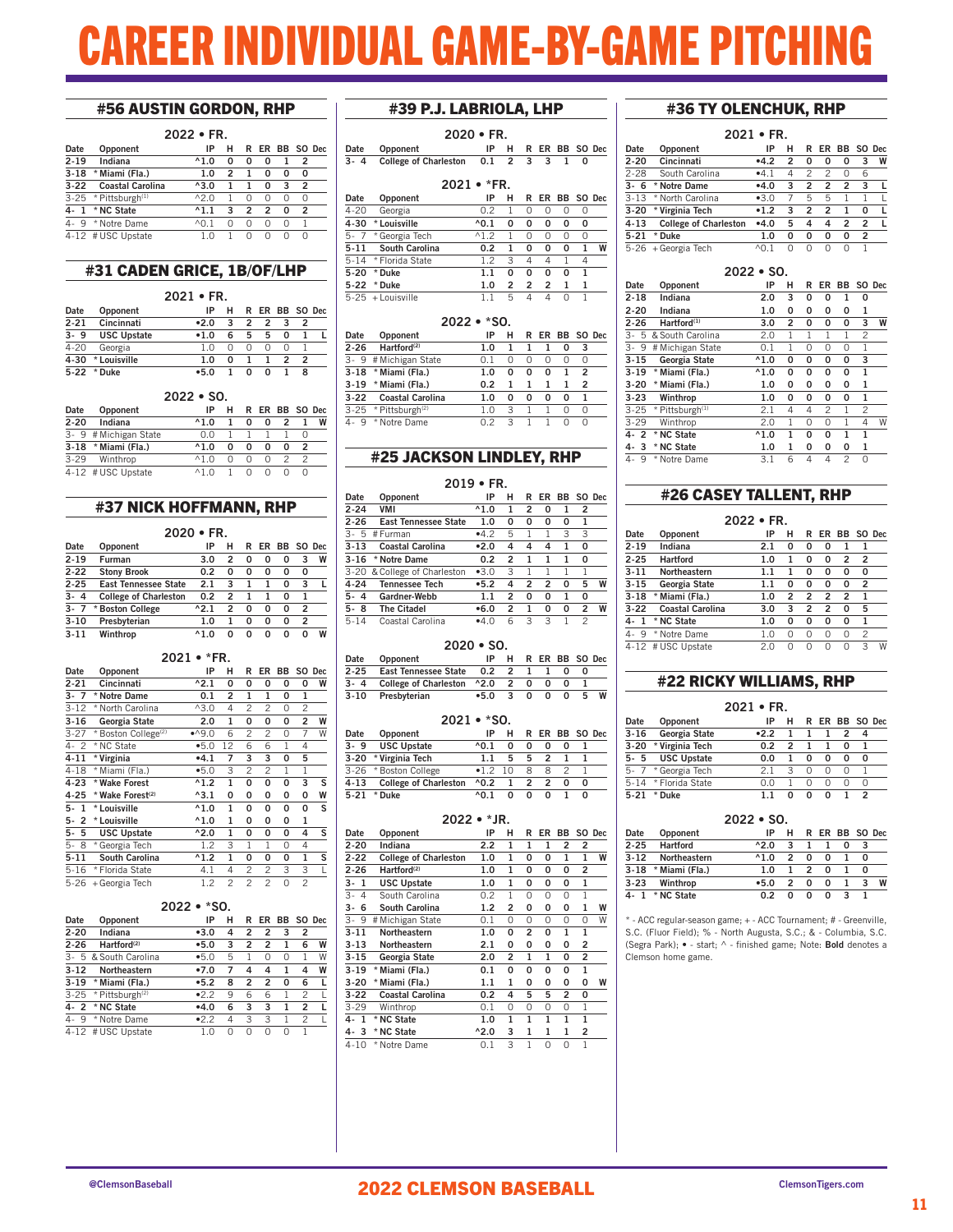# CAREER INDIVIDUAL GAME-BY-GAME PITCHING

## #56 AUSTIN GORDON, RHP

### 2022 • FR.

| Date | Opponent | IP | H | R | ER | BB | SO | Dec |
|---|---|---|---|---|---|---|---|---|
| 2-19 | **Indiana** | **^1.0** | **0** | **0** | **0** | **1** | **2** | |
| 3-18 | **\* Miami (Fla.)** | **1.0** | **2** | **1** | **0** | **0** | **0** | |
| 3-22 | **Coastal Carolina** | **^3.0** | **1** | **1** | **0** | **3** | **2** | |
| 3-25 | * Pittsburgh[1] | ^2.0 | 1 | 0 | 0 | 0 | 0 | |
| 4- 1 | **\* NC State** | **^1.1** | **3** | **2** | **2** | **0** | **2** | |
| 4- 9 | * Notre Dame | ^0.1 | 0 | 0 | 0 | 0 | 1 | |
| 4-12 | # USC Upstate | 1.0 | 1 | 0 | 0 | 0 | 0 | |

## #31 CADEN GRICE, 1B/OF/LHP

### 2021 • FR.

| Date | Opponent | IP | H | R | ER | BB | SO | Dec |
|---|---|---|---|---|---|---|---|---|
| 2-21 | **Cincinnati** | **•2.0** | **3** | **2** | **2** | **3** | **2** | |
| 3- 9 | **USC Upstate** | **•1.0** | **6** | **5** | **5** | **0** | **1** | **L** |
| 4-20 | Georgia | 1.0 | 0 | 0 | 0 | 0 | 1 | |
| 4-30 | **\* Louisville** | **1.0** | **0** | **1** | **1** | **2** | **2** | |
| 5-22 | **\* Duke** | **•5.0** | **1** | **0** | **0** | **1** | **8** | |

### 2022 • SO.

| Date | Opponent | IP | H | R | ER | BB | SO | Dec |
|---|---|---|---|---|---|---|---|---|
| 2-20 | **Indiana** | **^1.0** | **1** | **0** | **0** | **2** | **1** | **W** |
| 3- 9 | # Michigan State | 0.0 | 1 | 1 | 1 | 1 | 0 | |
| 3-18 | **\* Miami (Fla.)** | **^1.0** | **0** | **0** | **0** | **0** | **2** | |
| 3-29 | Winthrop | ^1.0 | 0 | 0 | 0 | 2 | 2 | |
| 4-12 | # USC Upstate | ^1.0 | 1 | 0 | 0 | 0 | 0 | |

## #37 NICK HOFFMANN, RHP

### 2020 • FR.

| Date | Opponent | IP | H | R | ER | BB | SO | Dec |
|---|---|---|---|---|---|---|---|---|
| 2-19 | **Furman** | **3.0** | **2** | **0** | **0** | **0** | **3** | **W** |
| 2-22 | **Stony Brook** | **0.2** | **0** | **0** | **0** | **0** | **0** | |
| 2-25 | **East Tennessee State** | **2.1** | **3** | **1** | **1** | **0** | **3** | **L** |
| 3- 4 | **College of Charleston** | **0.2** | **2** | **1** | **1** | **0** | **1** | |
| 3- 7 | **\* Boston College** | **^2.1** | **2** | **0** | **0** | **0** | **2** | |
| 3-10 | **Presbyterian** | **1.0** | **1** | **0** | **0** | **0** | **2** | |
| 3-11 | **Winthrop** | **^1.0** | **0** | **0** | **0** | **0** | **0** | **W** |

### 2021 • *FR.

| Date | Opponent | IP | H | R | ER | BB | SO | Dec |
|---|---|---|---|---|---|---|---|---|
| 2-21 | **Cincinnati** | **^2.1** | **0** | **0** | **0** | **0** | **0** | **W** |
| 3- 7 | **\* Notre Dame** | **0.1** | **2** | **1** | **1** | **0** | **1** | |
| 3-12 | * North Carolina | ^3.0 | 4 | 2 | 2 | 0 | 2 | |
| 3-16 | **Georgia State** | **2.0** | **1** | **0** | **0** | **0** | **2** | **W** |
| 3-27 | * Boston College[2] | •^9.0 | 6 | 2 | 2 | 0 | 7 | W |
| 4- 2 | * NC State | •5.0 | 12 | 6 | 6 | 1 | 4 | |
| 4-11 | **\* Virginia** | **•4.1** | **7** | **3** | **3** | **0** | **5** | |
| 4-18 | * Miami (Fla.) | •5.0 | 3 | 2 | 2 | 1 | 1 | |
| 4-23 | **\* Wake Forest** | **^1.2** | **1** | **0** | **0** | **0** | **3** | **S** |
| 4-25 | **\* Wake Forest[2]** | **^3.1** | **0** | **0** | **0** | **0** | **0** | **W** |
| 5- 1 | **\* Louisville** | **^1.0** | **1** | **0** | **0** | **0** | **0** | **S** |
| 5- 2 | **\* Louisville** | **^1.0** | **1** | **0** | **0** | **0** | **1** | |
| 5- 5 | **USC Upstate** | **^2.0** | **1** | **0** | **0** | **0** | **4** | **S** |
| 5- 8 | * Georgia Tech | 1.2 | 3 | 1 | 1 | 0 | 4 | |
| 5-11 | **South Carolina** | **^1.2** | **1** | **0** | **0** | **0** | **1** | **S** |
| 5-16 | * Florida State | 4.1 | 4 | 2 | 2 | 3 | 3 | L |
| 5-26 | + Georgia Tech | 1.2 | 2 | 2 | 2 | 0 | 2 | |

### 2022 • *SO.

| Date | Opponent | IP | H | R | ER | BB | SO | Dec |
|---|---|---|---|---|---|---|---|---|
| 2-20 | **Indiana** | **•3.0** | **4** | **2** | **2** | **3** | **2** | |
| 2-26 | **Hartford[2]** | **•5.0** | **3** | **2** | **2** | **1** | **6** | **W** |
| 3- 5 | & South Carolina | •5.0 | 5 | 1 | 0 | 0 | 1 | W |
| 3-12 | **Northeastern** | **•7.0** | **7** | **4** | **4** | **1** | **4** | **W** |
| 3-19 | **\* Miami (Fla.)** | **•5.2** | **8** | **2** | **2** | **0** | **6** | **L** |
| 3-25 | * Pittsburgh[2] | •2.2 | 9 | 6 | 6 | 1 | 2 | L |
| 4- 2 | **\* NC State** | **•4.0** | **6** | **3** | **3** | **1** | **2** | **L** |
| 4- 9 | * Notre Dame | •2.2 | 4 | 3 | 3 | 1 | 2 | L |
| 4-12 | # USC Upstate | 1.0 | 0 | 0 | 0 | 0 | 1 | |

## #39 P.J. LABRIOLA, LHP

### 2020 • FR.

| Date | Opponent | IP | H | R | ER | BB | SO | Dec |
|---|---|---|---|---|---|---|---|---|
| 3- 4 | **College of Charleston** | **0.1** | **2** | **3** | **3** | **1** | **0** | |

### 2021 • *FR.

| Date | Opponent | IP | H | R | ER | BB | SO | Dec |
|---|---|---|---|---|---|---|---|---|
| 4-20 | Georgia | 0.2 | 1 | 0 | 0 | 0 | 0 | |
| 4-30 | **\* Louisville** | **^0.1** | **0** | **0** | **0** | **0** | **0** | |
| 5- 7 | * Georgia Tech | ^1.2 | 1 | 0 | 0 | 0 | 0 | |
| 5-11 | **South Carolina** | **0.2** | **1** | **0** | **0** | **0** | **1** | **W** |
| 5-14 | * Florida State | 1.2 | 3 | 4 | 4 | 1 | 4 | |
| 5-20 | **\* Duke** | **1.1** | **0** | **0** | **0** | **0** | **1** | |
| 5-22 | **\* Duke** | **1.0** | **2** | **2** | **2** | **1** | **1** | |
| 5-25 | + Louisville | 1.1 | 5 | 4 | 4 | 0 | 1 | |

### 2022 • *SO.

| Date | Opponent | IP | H | R | ER | BB | SO | Dec |
|---|---|---|---|---|---|---|---|---|
| 2-26 | **Hartford[2]** | **1.0** | **1** | **1** | **1** | **0** | **3** | |
| 3- 9 | # Michigan State | 0.1 | 0 | 0 | 0 | 0 | 0 | |
| 3-18 | **\* Miami (Fla.)** | **1.0** | **0** | **0** | **0** | **1** | **2** | |
| 3-19 | **\* Miami (Fla.)** | **0.2** | **1** | **1** | **1** | **1** | **2** | |
| 3-22 | **Coastal Carolina** | **1.0** | **0** | **0** | **0** | **0** | **1** | |
| 3-25 | * Pittsburgh[2] | 1.0 | 3 | 1 | 1 | 0 | 0 | |
| 4- 9 | * Notre Dame | 0.2 | 3 | 1 | 1 | 0 | 0 | |

## #25 JACKSON LINDLEY, RHP

### 2019 • FR.

| Date | Opponent | IP | H | R | ER | BB | SO | Dec |
|---|---|---|---|---|---|---|---|---|
| 2-24 | **VMI** | **^1.0** | **1** | **2** | **0** | **1** | **2** | |
| 2-26 | **East Tennessee State** | **1.0** | **0** | **0** | **0** | **0** | **1** | |
| 3- 5 | # Furman | •4.2 | 5 | 1 | 1 | 3 | 3 | |
| 3-13 | **Coastal Carolina** | **•2.0** | **4** | **4** | **4** | **1** | **0** | |
| 3-16 | **\* Notre Dame** | **0.2** | **2** | **1** | **1** | **1** | **0** | |
| 3-20 | & College of Charleston | •3.0 | 3 | 1 | 1 | 1 | 1 | |
| 4-24 | **Tennessee Tech** | **•5.2** | **4** | **2** | **2** | **0** | **5** | **W** |
| 5- 4 | **Gardner-Webb** | **1.1** | **2** | **0** | **0** | **1** | **0** | |
| 5- 8 | **The Citadel** | **•6.0** | **2** | **1** | **0** | **0** | **2** | **W** |
| 5-14 | Coastal Carolina | •4.0 | 6 | 3 | 3 | 1 | 2 | |

### 2020 • SO.

| Date | Opponent | IP | H | R | ER | BB | SO | Dec |
|---|---|---|---|---|---|---|---|---|
| 2-25 | **East Tennessee State** | **0.2** | **2** | **1** | **1** | **0** | **0** | |
| 3- 4 | **College of Charleston** | **^2.0** | **2** | **0** | **0** | **0** | **1** | |
| 3-10 | **Presbyterian** | **•5.0** | **3** | **0** | **0** | **0** | **5** | **W** |

### 2021 • *SO.

| Date | Opponent | IP | H | R | ER | BB | SO | Dec |
|---|---|---|---|---|---|---|---|---|
| 3- 9 | **USC Upstate** | **^0.1** | **0** | **0** | **0** | **0** | **1** | |
| 3-20 | **\* Virginia Tech** | **1.1** | **5** | **5** | **2** | **1** | **1** | |
| 3-26 | * Boston College | •1.2 | 10 | 8 | 8 | 2 | 1 | |
| 4-13 | **College of Charleston** | **^0.2** | **1** | **2** | **2** | **0** | **0** | |
| 5-21 | **\* Duke** | **^0.1** | **0** | **0** | **0** | **1** | **0** | |

### 2022 • *JR.

| Date | Opponent | IP | H | R | ER | BB | SO | Dec |
|---|---|---|---|---|---|---|---|---|
| 2-20 | **Indiana** | **2.2** | **1** | **1** | **1** | **2** | **2** | |
| 2-22 | **College of Charleston** | **1.0** | **1** | **0** | **0** | **1** | **1** | **W** |
| 2-26 | **Hartford[2]** | **1.0** | **1** | **0** | **0** | **0** | **2** | |
| 3- 1 | **USC Upstate** | **1.0** | **1** | **0** | **0** | **0** | **1** | |
| 3- 4 | South Carolina | 0.2 | 1 | 0 | 0 | 0 | 1 | |
| 3- 6 | **South Carolina** | **1.2** | **2** | **0** | **0** | **0** | **1** | **W** |
| 3- 9 | # Michigan State | 0.1 | 0 | 0 | 0 | 0 | 0 | W |
| 3-11 | **Northeastern** | **1.0** | **0** | **2** | **0** | **1** | **1** | |
| 3-13 | **Northeastern** | **2.1** | **0** | **0** | **0** | **0** | **2** | |
| 3-15 | **Georgia State** | **2.0** | **2** | **1** | **1** | **0** | **2** | |
| 3-19 | **\* Miami (Fla.)** | **0.1** | **0** | **0** | **0** | **0** | **1** | |
| 3-20 | **\* Miami (Fla.)** | **1.1** | **1** | **0** | **0** | **0** | **0** | **W** |
| 3-22 | **Coastal Carolina** | **0.2** | **4** | **5** | **5** | **2** | **0** | |
| 3-29 | Winthrop | 0.1 | 0 | 0 | 0 | 0 | 1 | |
| 4- 1 | **\* NC State** | **1.0** | **1** | **1** | **1** | **1** | **1** | |
| 4- 3 | **\* NC State** | **^2.0** | **3** | **1** | **1** | **1** | **2** | |
| 4-10 | * Notre Dame | 0.1 | 3 | 1 | 0 | 0 | 1 | |

## #36 TY OLENCHUK, RHP

### 2021 • FR.

| Date | Opponent | IP | H | R | ER | BB | SO | Dec |
|---|---|---|---|---|---|---|---|---|
| 2-20 | **Cincinnati** | **•4.2** | **2** | **0** | **0** | **0** | **3** | **W** |
| 2-28 | South Carolina | •4.1 | 4 | 2 | 2 | 0 | 6 | |
| 3- 6 | **\* Notre Dame** | **•4.0** | **3** | **2** | **2** | **2** | **3** | **L** |
| 3-13 | * North Carolina | •3.0 | 7 | 5 | 5 | 1 | 1 | L |
| 3-20 | **\* Virginia Tech** | **•1.2** | **3** | **2** | **2** | **1** | **0** | **L** |
| 4-13 | **College of Charleston** | **•4.0** | **5** | **4** | **4** | **2** | **2** | **L** |
| 5-21 | **\* Duke** | **1.0** | **0** | **0** | **0** | **0** | **2** | |
| 5-26 | + Georgia Tech | ^0.1 | 0 | 0 | 0 | 0 | 1 | |

### 2022 • SO.

| Date | Opponent | IP | H | R | ER | BB | SO | Dec |
|---|---|---|---|---|---|---|---|---|
| 2-18 | **Indiana** | **2.0** | **3** | **0** | **0** | **1** | **0** | |
| 2-20 | **Indiana** | **1.0** | **0** | **0** | **0** | **0** | **1** | |
| 2-26 | **Hartford[1]** | **3.0** | **2** | **0** | **0** | **0** | **3** | **W** |
| 3- 5 | & South Carolina | 2.0 | 1 | 1 | 1 | 1 | 2 | |
| 3- 9 | # Michigan State | 0.1 | 1 | 0 | 0 | 0 | 1 | |
| 3-15 | **Georgia State** | **^1.0** | **0** | **0** | **0** | **0** | **3** | |
| 3-19 | **\* Miami (Fla.)** | **^1.0** | **0** | **0** | **0** | **0** | **1** | |
| 3-20 | **\* Miami (Fla.)** | **1.0** | **0** | **0** | **0** | **0** | **1** | |
| 3-23 | **Winthrop** | **1.0** | **0** | **0** | **0** | **0** | **1** | |
| 3-25 | * Pittsburgh[1] | 2.1 | 4 | 4 | 2 | 1 | 2 | |
| 3-29 | Winthrop | 2.0 | 1 | 0 | 0 | 1 | 4 | W |
| 4- 2 | **\* NC State** | **^1.0** | **1** | **0** | **0** | **1** | **1** | |
| 4- 3 | **\* NC State** | **1.0** | **1** | **0** | **0** | **0** | **1** | |
| 4- 9 | * Notre Dame | 3.1 | 6 | 4 | 4 | 2 | 0 | |

## #26 CASEY TALLENT, RHP

### 2022 • FR.

| Date | Opponent | IP | H | R | ER | BB | SO | Dec |
|---|---|---|---|---|---|---|---|---|
| 2-19 | **Indiana** | **2.1** | **0** | **0** | **0** | **1** | **1** | |
| 2-25 | **Hartford** | **1.0** | **1** | **0** | **0** | **2** | **2** | |
| 3-11 | **Northeastern** | **1.1** | **1** | **0** | **0** | **0** | **0** | |
| 3-15 | **Georgia State** | **1.1** | **0** | **0** | **0** | **0** | **2** | |
| 3-18 | **\* Miami (Fla.)** | **1.0** | **2** | **2** | **2** | **2** | **1** | |
| 3-22 | **Coastal Carolina** | **3.0** | **3** | **2** | **2** | **0** | **5** | |
| 4- 1 | **\* NC State** | **1.0** | **0** | **0** | **0** | **0** | **1** | |
| 4- 9 | * Notre Dame | 1.0 | 0 | 0 | 0 | 0 | 2 | |
| 4-12 | # USC Upstate | 2.0 | 0 | 0 | 0 | 0 | 3 | W |

## #22 RICKY WILLIAMS, RHP

### 2021 • FR.

| Date | Opponent | IP | H | R | ER | BB | SO | Dec |
|---|---|---|---|---|---|---|---|---|
| 3-16 | **Georgia State** | **•2.2** | **1** | **1** | **1** | **2** | **4** | |
| 3-20 | **\* Virginia Tech** | **0.2** | **2** | **1** | **1** | **0** | **1** | |
| 5- 5 | **USC Upstate** | **0.0** | **1** | **0** | **0** | **0** | **0** | |
| 5- 7 | * Georgia Tech | 2.1 | 3 | 0 | 0 | 0 | 1 | |
| 5-14 | * Florida State | 0.0 | 1 | 0 | 0 | 0 | 0 | |
| 5-21 | **\* Duke** | **1.1** | **0** | **0** | **0** | **1** | **2** | |

### 2022 • SO.

| Date | Opponent | IP | H | R | ER | BB | SO | Dec |
|---|---|---|---|---|---|---|---|---|
| 2-25 | **Hartford** | **^2.0** | **3** | **1** | **1** | **0** | **3** | |
| 3-12 | **Northeastern** | **^1.0** | **2** | **0** | **0** | **1** | **0** | |
| 3-18 | **\* Miami (Fla.)** | **1.0** | **1** | **2** | **0** | **1** | **0** | |
| 3-23 | **Winthrop** | **•5.0** | **2** | **0** | **0** | **1** | **3** | **W** |
| 4- 1 | **\* NC State** | **0.2** | **0** | **0** | **0** | **3** | **1** | |

* - ACC regular-season game; + - ACC Tournament; # - Greenville, S.C. (Fluor Field); % - North Augusta, S.C.; & - Columbia, S.C. (Segra Park); • - start; ^ - finished game; Note: **Bold** denotes a Clemson home game.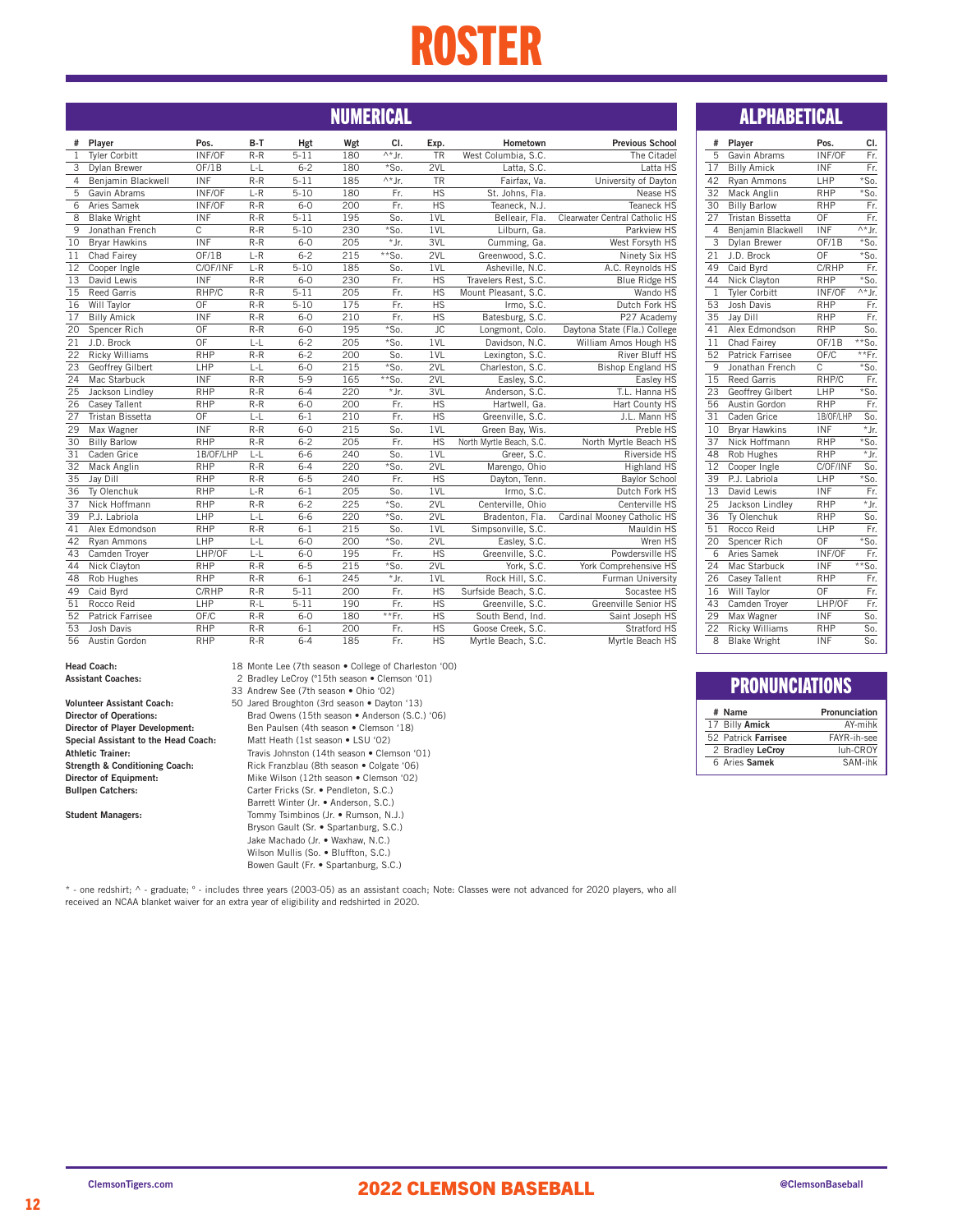# ROSTER

## NUMERICAL

| # | Player | Pos. | B-T | Hgt | Wgt | Cl. | Exp. | Hometown | Previous School |
|---|---|---|---|---|---|---|---|---|---|
| 1 | Tyler Corbitt | INF/OF | R-R | 5-11 | 180 | ^*Jr. | TR | West Columbia, S.C. | The Citadel |
| 3 | Dylan Brewer | OF/1B | L-L | 6-2 | 180 | *So. | 2VL | Latta, S.C. | Latta HS |
| 4 | Benjamin Blackwell | INF | R-R | 5-11 | 185 | ^*Jr. | TR | Fairfax, Va. | University of Dayton |
| 5 | Gavin Abrams | INF/OF | L-R | 5-10 | 180 | Fr. | HS | St. Johns, Fla. | Nease HS |
| 6 | Aries Samek | INF/OF | R-R | 6-0 | 200 | Fr. | HS | Teaneck, N.J. | Teaneck HS |
| 8 | Blake Wright | INF | R-R | 5-11 | 195 | So. | 1VL | Belleair, Fla. | Clearwater Central Catholic HS |
| 9 | Jonathan French | C | R-R | 5-10 | 230 | *So. | 1VL | Lilburn, Ga. | Parkview HS |
| 10 | Bryar Hawkins | INF | R-R | 6-0 | 205 | *Jr. | 3VL | Cumming, Ga. | West Forsyth HS |
| 11 | Chad Fairey | OF/1B | L-R | 6-2 | 215 | **So. | 2VL | Greenwood, S.C. | Ninety Six HS |
| 12 | Cooper Ingle | C/OF/INF | L-R | 5-10 | 185 | So. | 1VL | Asheville, N.C. | A.C. Reynolds HS |
| 13 | David Lewis | INF | R-R | 6-0 | 230 | Fr. | HS | Travelers Rest, S.C. | Blue Ridge HS |
| 15 | Reed Garris | RHP/C | R-R | 5-11 | 205 | Fr. | HS | Mount Pleasant, S.C. | Wando HS |
| 16 | Will Taylor | OF | R-R | 5-10 | 175 | Fr. | HS | Irmo, S.C. | Dutch Fork HS |
| 17 | Billy Amick | INF | R-R | 6-0 | 210 | Fr. | HS | Batesburg, S.C. | P27 Academy |
| 20 | Spencer Rich | OF | R-R | 6-0 | 195 | *So. | JC | Longmont, Colo. | Daytona State (Fla.) College |
| 21 | J.D. Brock | OF | L-L | 6-2 | 205 | *So. | 1VL | Davidson, N.C. | William Amos Hough HS |
| 22 | Ricky Williams | RHP | R-R | 6-2 | 200 | So. | 1VL | Lexington, S.C. | River Bluff HS |
| 23 | Geoffrey Gilbert | LHP | L-L | 6-0 | 215 | *So. | 2VL | Charleston, S.C. | Bishop England HS |
| 24 | Mac Starbuck | INF | R-R | 5-9 | 165 | **So. | 2VL | Easley, S.C. | Easley HS |
| 25 | Jackson Lindley | RHP | R-R | 6-4 | 220 | *Jr. | 3VL | Anderson, S.C. | T.L. Hanna HS |
| 26 | Casey Tallent | RHP | R-R | 6-0 | 200 | Fr. | HS | Hartwell, Ga. | Hart County HS |
| 27 | Tristan Bissetta | OF | L-L | 6-1 | 210 | Fr. | HS | Greenville, S.C. | J.L. Mann HS |
| 29 | Max Wagner | INF | R-R | 6-0 | 215 | So. | 1VL | Green Bay, Wis. | Preble HS |
| 30 | Billy Barlow | RHP | R-R | 6-2 | 205 | Fr. | HS | North Myrtle Beach, S.C. | North Myrtle Beach HS |
| 31 | Caden Grice | 1B/OF/LHP | L-L | 6-6 | 240 | So. | 1VL | Greer, S.C. | Riverside HS |
| 32 | Mack Anglin | RHP | R-R | 6-4 | 220 | *So. | 2VL | Marengo, Ohio | Highland HS |
| 35 | Jay Dill | RHP | R-R | 6-5 | 240 | Fr. | HS | Dayton, Tenn. | Baylor School |
| 36 | Ty Olenchuk | RHP | L-R | 6-1 | 205 | So. | 1VL | Irmo, S.C. | Dutch Fork HS |
| 37 | Nick Hoffmann | RHP | R-R | 6-2 | 225 | *So. | 2VL | Centerville, Ohio | Centerville HS |
| 39 | P.J. Labriola | LHP | L-L | 6-6 | 220 | *So. | 2VL | Bradenton, Fla. | Cardinal Mooney Catholic HS |
| 41 | Alex Edmondson | RHP | R-R | 6-1 | 215 | So. | 1VL | Simpsonville, S.C. | Mauldin HS |
| 42 | Ryan Ammons | LHP | L-L | 6-0 | 200 | *So. | 2VL | Easley, S.C. | Wren HS |
| 43 | Camden Troyer | LHP/OF | L-L | 6-0 | 195 | Fr. | HS | Greenville, S.C. | Powdersville HS |
| 44 | Nick Clayton | RHP | R-R | 6-5 | 215 | *So. | 2VL | York, S.C. | York Comprehensive HS |
| 48 | Rob Hughes | RHP | R-R | 6-1 | 245 | *Jr. | 1VL | Rock Hill, S.C. | Furman University |
| 49 | Caid Byrd | C/RHP | R-R | 5-11 | 200 | Fr. | HS | Surfside Beach, S.C. | Socastee HS |
| 51 | Rocco Reid | LHP | R-L | 5-11 | 190 | Fr. | HS | Greenville, S.C. | Greenville Senior HS |
| 52 | Patrick Farrisee | OF/C | R-R | 6-0 | 180 | **Fr. | HS | South Bend, Ind. | Saint Joseph HS |
| 53 | Josh Davis | RHP | R-R | 6-1 | 200 | Fr. | HS | Goose Creek, S.C. | Stratford HS |
| 56 | Austin Gordon | RHP | R-R | 6-4 | 185 | Fr. | HS | Myrtle Beach, S.C. | Myrtle Beach HS |

**Head Coach:** 18 Monte Lee (7th season • College of Charleston '00)

**Assistant Coaches:** 2 Bradley LeCroy (°15th season • Clemson '01)
33 Andrew See (7th season • Ohio '02)

**Volunteer Assistant Coach:** 50 Jared Broughton (3rd season • Dayton '13)

**Director of Operations:** Brad Owens (15th season • Anderson (S.C.) '06)

**Director of Player Development:** Ben Paulsen (4th season • Clemson '18)

**Special Assistant to the Head Coach:** Matt Heath (1st season • LSU '02)

**Athletic Trainer:** Travis Johnston (14th season • Clemson '01)

**Strength & Conditioning Coach:** Rick Franzblau (8th season • Colgate '06)

**Director of Equipment:** Mike Wilson (12th season • Clemson '02)

**Bullpen Catchers:** Carter Fricks (Sr. • Pendleton, S.C.)
Barrett Winter (Jr. • Anderson, S.C.)

**Student Managers:** Tommy Tsimbinos (Jr. • Rumson, N.J.)
Bryson Gault (Sr. • Spartanburg, S.C.)
Jake Machado (Jr. • Waxhaw, N.C.)
Wilson Mullis (So. • Bluffton, S.C.)
Bowen Gault (Fr. • Spartanburg, S.C.)

\* - one redshirt; ^ - graduate; ° - includes three years (2003-05) as an assistant coach; Note: Classes were not advanced for 2020 players, who all received an NCAA blanket waiver for an extra year of eligibility and redshirted in 2020.

## ALPHABETICAL

| # | Player | Pos. | Cl. |
|---|---|---|---|
| 5 | Gavin Abrams | INF/OF | Fr. |
| 17 | Billy Amick | INF | Fr. |
| 42 | Ryan Ammons | LHP | *So. |
| 32 | Mack Anglin | RHP | *So. |
| 30 | Billy Barlow | RHP | Fr. |
| 27 | Tristan Bissetta | OF | Fr. |
| 4 | Benjamin Blackwell | INF | ^*Jr. |
| 3 | Dylan Brewer | OF/1B | *So. |
| 21 | J.D. Brock | OF | *So. |
| 49 | Caid Byrd | C/RHP | Fr. |
| 44 | Nick Clayton | RHP | *So. |
| 1 | Tyler Corbitt | INF/OF | ^*Jr. |
| 53 | Josh Davis | RHP | Fr. |
| 35 | Jay Dill | RHP | Fr. |
| 41 | Alex Edmondson | RHP | So. |
| 11 | Chad Fairey | OF/1B | **So. |
| 52 | Patrick Farrisee | OF/C | **Fr. |
| 9 | Jonathan French | C | *So. |
| 15 | Reed Garris | RHP/C | Fr. |
| 23 | Geoffrey Gilbert | LHP | *So. |
| 56 | Austin Gordon | RHP | Fr. |
| 31 | Caden Grice | 1B/OF/LHP | So. |
| 10 | Bryar Hawkins | INF | *Jr. |
| 37 | Nick Hoffmann | RHP | *So. |
| 48 | Rob Hughes | RHP | *Jr. |
| 12 | Cooper Ingle | C/OF/INF | So. |
| 39 | P.J. Labriola | LHP | *So. |
| 13 | David Lewis | INF | Fr. |
| 25 | Jackson Lindley | RHP | *Jr. |
| 36 | Ty Olenchuk | RHP | So. |
| 51 | Rocco Reid | LHP | Fr. |
| 20 | Spencer Rich | OF | *So. |
| 6 | Aries Samek | INF/OF | Fr. |
| 24 | Mac Starbuck | INF | **So. |
| 26 | Casey Tallent | RHP | Fr. |
| 16 | Will Taylor | OF | Fr. |
| 43 | Camden Troyer | LHP/OF | Fr. |
| 29 | Max Wagner | INF | So. |
| 22 | Ricky Williams | RHP | So. |
| 8 | Blake Wright | INF | So. |

## PRONUNCIATIONS

| # | Name | Pronunciation |
|---|---|---|
| 17 | Billy **Amick** | AY-mihk |
| 52 | Patrick **Farrisee** | FAYR-ih-see |
| 2 | Bradley **LeCroy** | luh-CROY |
| 6 | Aries **Samek** | SAM-ihk |

ClemsonTigers.com | 2022 CLEMSON BASEBALL | @ClemsonBaseball